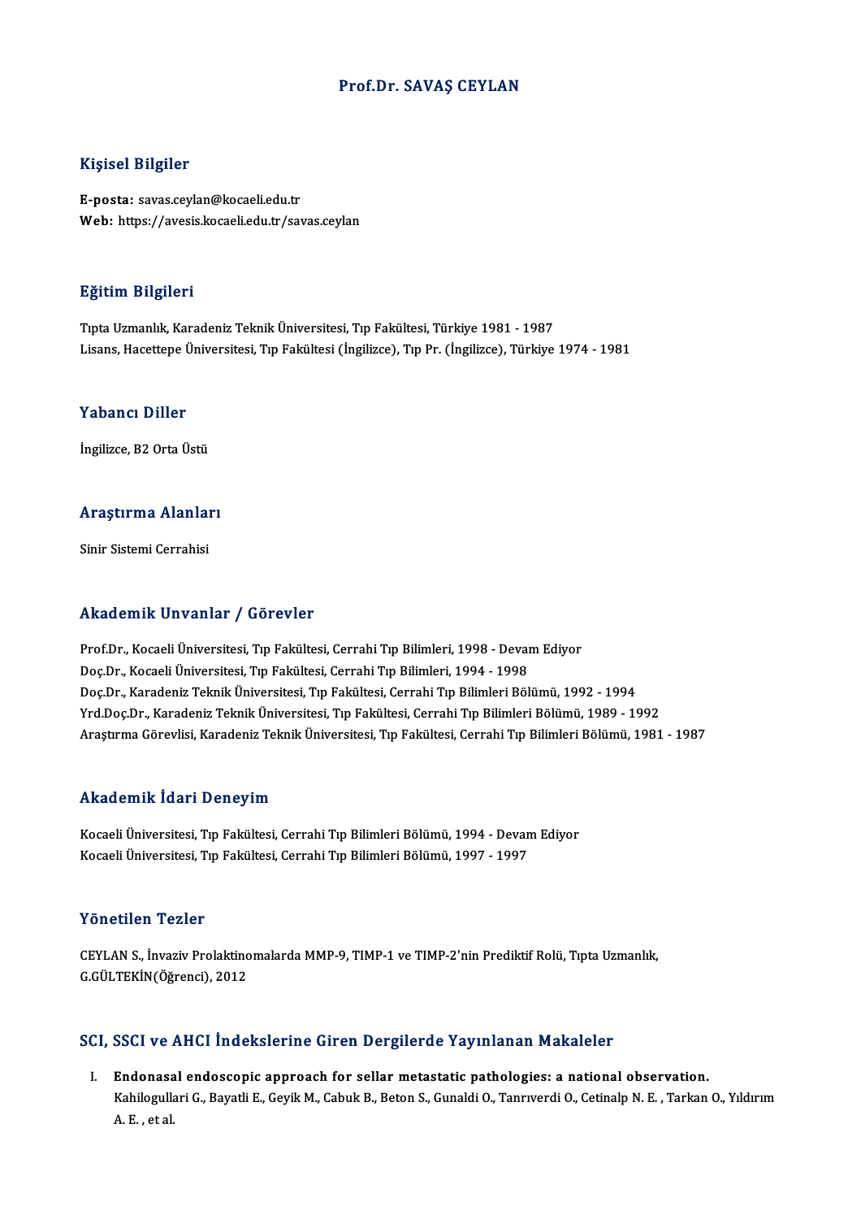# Prof.Dr. SAVAŞ CEYLAN

## Kişisel Bilgiler

**E-posta:** savas.ceylan@kocaeli.edu.tr
**Web:** https://avesis.kocaeli.edu.tr/savas.ceylan

## Eğitim Bilgileri

Tıpta Uzmanlık, Karadeniz Teknik Üniversitesi, Tıp Fakültesi, Türkiye 1981 - 1987
Lisans, Hacettepe Üniversitesi, Tıp Fakültesi (İngilizce), Tıp Pr. (İngilizce), Türkiye 1974 - 1981

## Yabancı Diller

İngilizce, B2 Orta Üstü

## Araştırma Alanları

Sinir Sistemi Cerrahisi

## Akademik Unvanlar / Görevler

Prof.Dr., Kocaeli Üniversitesi, Tıp Fakültesi, Cerrahi Tıp Bilimleri, 1998 - Devam Ediyor
Doç.Dr., Kocaeli Üniversitesi, Tıp Fakültesi, Cerrahi Tıp Bilimleri, 1994 - 1998
Doç.Dr., Karadeniz Teknik Üniversitesi, Tıp Fakültesi, Cerrahi Tıp Bilimleri Bölümü, 1992 - 1994
Yrd.Doç.Dr., Karadeniz Teknik Üniversitesi, Tıp Fakültesi, Cerrahi Tıp Bilimleri Bölümü, 1989 - 1992
Araştırma Görevlisi, Karadeniz Teknik Üniversitesi, Tıp Fakültesi, Cerrahi Tıp Bilimleri Bölümü, 1981 - 1987

## Akademik İdari Deneyim

Kocaeli Üniversitesi, Tıp Fakültesi, Cerrahi Tıp Bilimleri Bölümü, 1994 - Devam Ediyor
Kocaeli Üniversitesi, Tıp Fakültesi, Cerrahi Tıp Bilimleri Bölümü, 1997 - 1997

## Yönetilen Tezler

CEYLAN S., İnvaziv Prolaktinomalarda MMP-9, TIMP-1 ve TIMP-2'nin Prediktif Rolü, Tıpta Uzmanlık, G.GÜLTEKİN(Öğrenci), 2012

## SCI, SSCI ve AHCI İndekslerine Giren Dergilerde Yayınlanan Makaleler

I. **Endonasal endoscopic approach for sellar metastatic pathologies: a national observation.**
   Kahilogullari G., Bayatli E., Geyik M., Cabuk B., Beton S., Gunaldi O., Tanrıverdi O., Cetinalp N. E. , Tarkan O., Yıldırım A. E. , et al.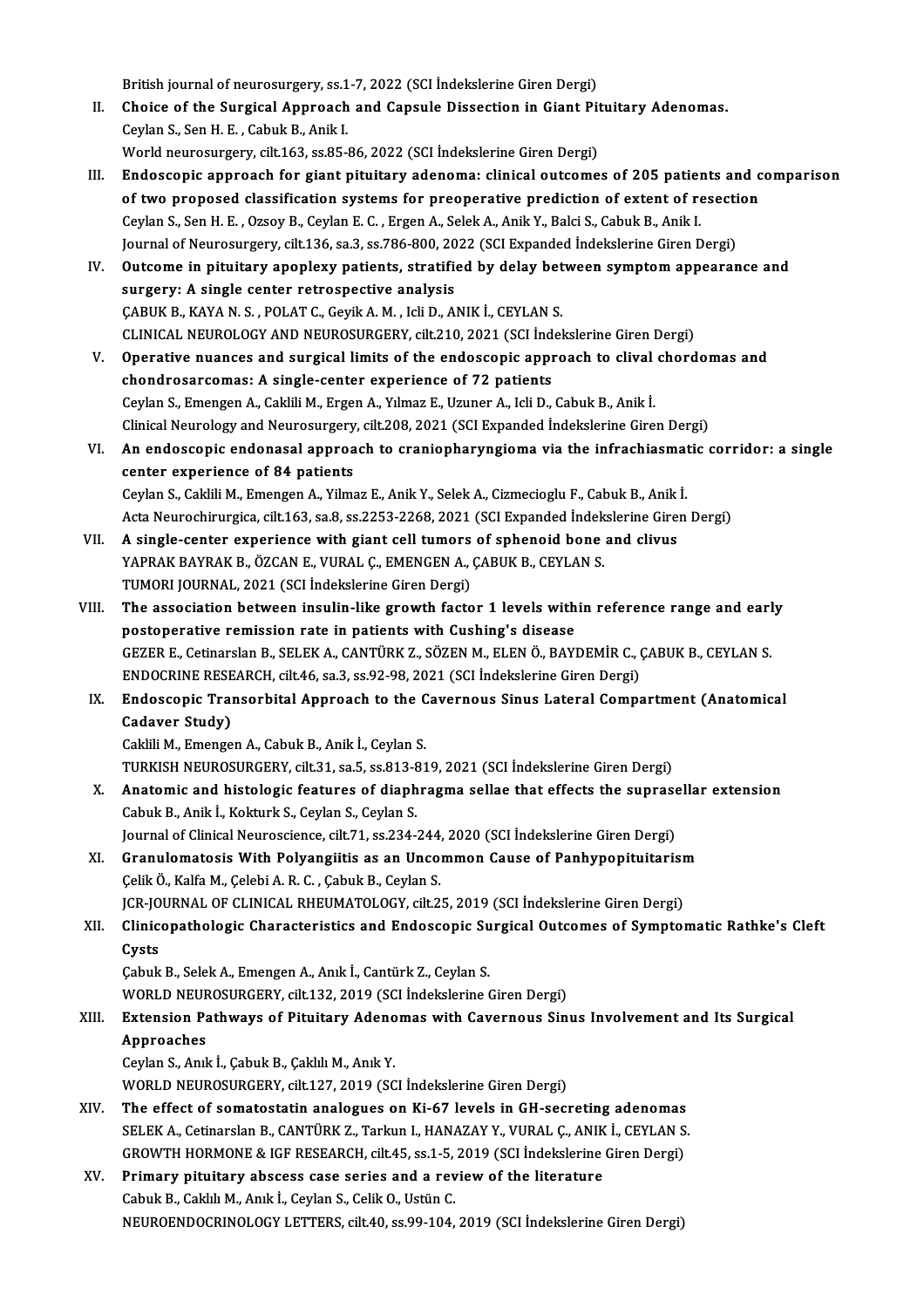British journal of neurosurgery, ss.1-7, 2022 (SCI İndekslerine Giren Dergi)

II. **Choice of the Surgical Approach and Capsule Dissection in Giant Pituitary Adenomas.**
Ceylan S., Sen H. E. , Cabuk B., Anik I.
World neurosurgery, cilt.163, ss.85-86, 2022 (SCI İndekslerine Giren Dergi)

III. **Endoscopic approach for giant pituitary adenoma: clinical outcomes of 205 patients and comparison of two proposed classification systems for preoperative prediction of extent of resection**
Ceylan S., Sen H. E. , Ozsoy B., Ceylan E. C. , Ergen A., Selek A., Anik Y., Balci S., Cabuk B., Anik I.
Journal of Neurosurgery, cilt.136, sa.3, ss.786-800, 2022 (SCI Expanded İndekslerine Giren Dergi)

IV. **Outcome in pituitary apoplexy patients, stratified by delay between symptom appearance and surgery: A single center retrospective analysis**
ÇABUK B., KAYA N. S. , POLAT C., Geyik A. M. , Icli D., ANIK İ., CEYLAN S.
CLINICAL NEUROLOGY AND NEUROSURGERY, cilt.210, 2021 (SCI İndekslerine Giren Dergi)

V. **Operative nuances and surgical limits of the endoscopic approach to clival chordomas and chondrosarcomas: A single-center experience of 72 patients**
Ceylan S., Emengen A., Caklili M., Ergen A., Yılmaz E., Uzuner A., Icli D., Cabuk B., Anik İ.
Clinical Neurology and Neurosurgery, cilt.208, 2021 (SCI Expanded İndekslerine Giren Dergi)

VI. **An endoscopic endonasal approach to craniopharyngioma via the infrachiasmatic corridor: a single center experience of 84 patients**
Ceylan S., Caklili M., Emengen A., Yilmaz E., Anik Y., Selek A., Cizmecioglu F., Cabuk B., Anik İ.
Acta Neurochirurgica, cilt.163, sa.8, ss.2253-2268, 2021 (SCI Expanded İndekslerine Giren Dergi)

VII. **A single-center experience with giant cell tumors of sphenoid bone and clivus**
YAPRAK BAYRAK B., ÖZCAN E., VURAL Ç., EMENGEN A., ÇABUK B., CEYLAN S.
TUMORI JOURNAL, 2021 (SCI İndekslerine Giren Dergi)

VIII. **The association between insulin-like growth factor 1 levels within reference range and early postoperative remission rate in patients with Cushing's disease**
GEZER E., Cetinarslan B., SELEK A., CANTÜRK Z., SÖZEN M., ELEN Ö., BAYDEMİR C., ÇABUK B., CEYLAN S.
ENDOCRINE RESEARCH, cilt.46, sa.3, ss.92-98, 2021 (SCI İndekslerine Giren Dergi)

IX. **Endoscopic Transorbital Approach to the Cavernous Sinus Lateral Compartment (Anatomical Cadaver Study)**
Caklili M., Emengen A., Cabuk B., Anik İ., Ceylan S.
TURKISH NEUROSURGERY, cilt.31, sa.5, ss.813-819, 2021 (SCI İndekslerine Giren Dergi)

X. **Anatomic and histologic features of diaphragma sellae that effects the suprasellar extension**
Cabuk B., Anik İ., Kokturk S., Ceylan S., Ceylan S.
Journal of Clinical Neuroscience, cilt.71, ss.234-244, 2020 (SCI İndekslerine Giren Dergi)

XI. **Granulomatosis With Polyangiitis as an Uncommon Cause of Panhypopituitarism**
Çelik Ö., Kalfa M., Çelebi A. R. C. , Çabuk B., Ceylan S.
JCR-JOURNAL OF CLINICAL RHEUMATOLOGY, cilt.25, 2019 (SCI İndekslerine Giren Dergi)

XII. **Clinicopathologic Characteristics and Endoscopic Surgical Outcomes of Symptomatic Rathke's Cleft Cysts**
Çabuk B., Selek A., Emengen A., Anık İ., Cantürk Z., Ceylan S.
WORLD NEUROSURGERY, cilt.132, 2019 (SCI İndekslerine Giren Dergi)

XIII. **Extension Pathways of Pituitary Adenomas with Cavernous Sinus Involvement and Its Surgical Approaches**
Ceylan S., Anık İ., Çabuk B., Çaklılı M., Anık Y.
WORLD NEUROSURGERY, cilt.127, 2019 (SCI İndekslerine Giren Dergi)

XIV. **The effect of somatostatin analogues on Ki-67 levels in GH-secreting adenomas**
SELEK A., Cetinarslan B., CANTÜRK Z., Tarkun I., HANAZAY Y., VURAL Ç., ANIK İ., CEYLAN S.
GROWTH HORMONE & IGF RESEARCH, cilt.45, ss.1-5, 2019 (SCI İndekslerine Giren Dergi)

XV. **Primary pituitary abscess case series and a review of the literature**
Cabuk B., Caklılı M., Anık İ., Ceylan S., Celik O., Ustün C.
NEUROENDOCRINOLOGY LETTERS, cilt.40, ss.99-104, 2019 (SCI İndekslerine Giren Dergi)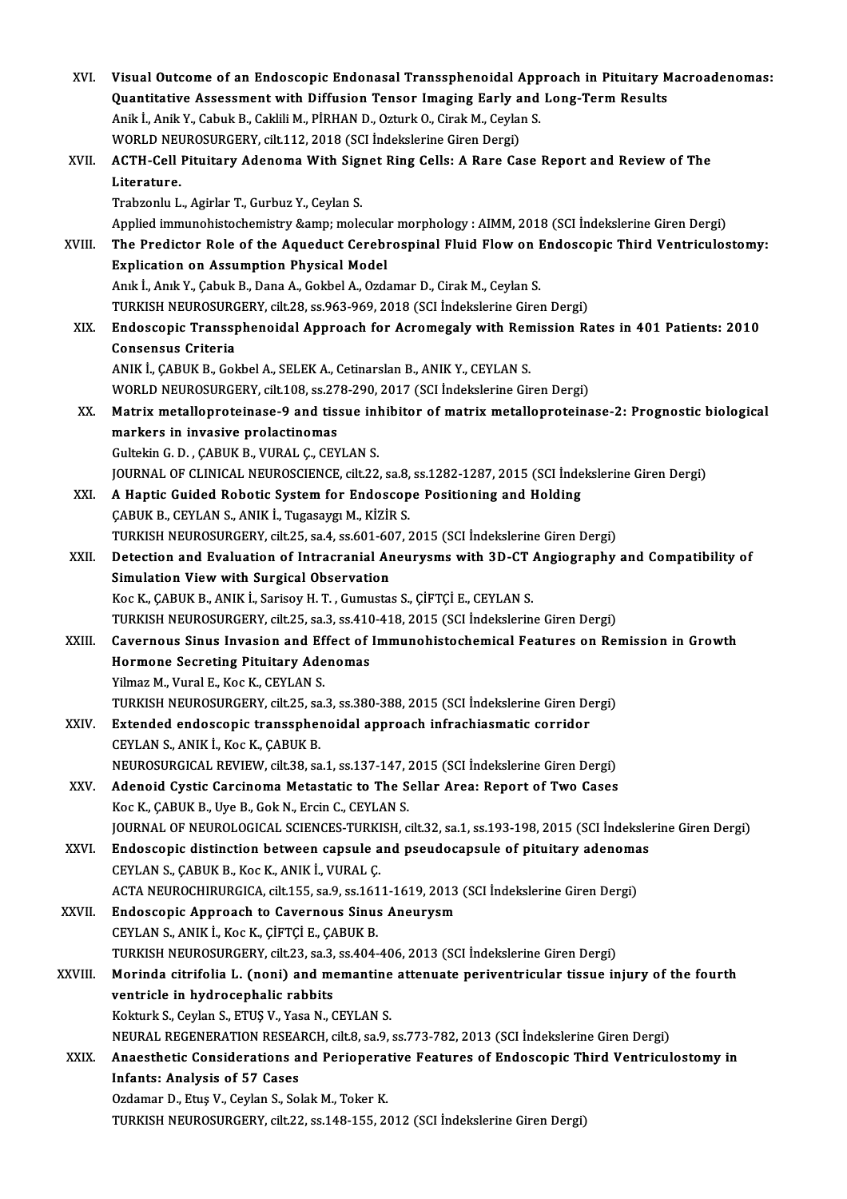XVI. **Visual Outcome of an Endoscopic Endonasal Transsphenoidal Approach in Pituitary Macroadenomas: Quantitative Assessment with Diffusion Tensor Imaging Early and Long-Term Results**
Anik İ., Anik Y., Cabuk B., Caklili M., PİRHAN D., Ozturk O., Cirak M., Ceylan S.
WORLD NEUROSURGERY, cilt.112, 2018 (SCI İndekslerine Giren Dergi)

XVII. **ACTH-Cell Pituitary Adenoma With Signet Ring Cells: A Rare Case Report and Review of The Literature.**
Trabzonlu L., Agirlar T., Gurbuz Y., Ceylan S.
Applied immunohistochemistry &amp; molecular morphology : AIMM, 2018 (SCI İndekslerine Giren Dergi)

XVIII. **The Predictor Role of the Aqueduct Cerebrospinal Fluid Flow on Endoscopic Third Ventriculostomy: Explication on Assumption Physical Model**
Anık İ., Anık Y., Çabuk B., Dana A., Gokbel A., Ozdamar D., Cirak M., Ceylan S.
TURKISH NEUROSURGERY, cilt.28, ss.963-969, 2018 (SCI İndekslerine Giren Dergi)

XIX. **Endoscopic Transsphenoidal Approach for Acromegaly with Remission Rates in 401 Patients: 2010 Consensus Criteria**
ANIK İ., ÇABUK B., Gokbel A., SELEK A., Cetinarslan B., ANIK Y., CEYLAN S.
WORLD NEUROSURGERY, cilt.108, ss.278-290, 2017 (SCI İndekslerine Giren Dergi)

XX. **Matrix metalloproteinase-9 and tissue inhibitor of matrix metalloproteinase-2: Prognostic biological markers in invasive prolactinomas**
Gultekin G. D. , ÇABUK B., VURAL Ç., CEYLAN S.
JOURNAL OF CLINICAL NEUROSCIENCE, cilt.22, sa.8, ss.1282-1287, 2015 (SCI İndekslerine Giren Dergi)

XXI. **A Haptic Guided Robotic System for Endoscope Positioning and Holding**
ÇABUK B., CEYLAN S., ANIK İ., Tugasaygı M., KİZİR S.
TURKISH NEUROSURGERY, cilt.25, sa.4, ss.601-607, 2015 (SCI İndekslerine Giren Dergi)

XXII. **Detection and Evaluation of Intracranial Aneurysms with 3D-CT Angiography and Compatibility of Simulation View with Surgical Observation**
Koc K., ÇABUK B., ANIK İ., Sarisoy H. T. , Gumustas S., ÇİFTÇİ E., CEYLAN S.
TURKISH NEUROSURGERY, cilt.25, sa.3, ss.410-418, 2015 (SCI İndekslerine Giren Dergi)

XXIII. **Cavernous Sinus Invasion and Effect of Immunohistochemical Features on Remission in Growth Hormone Secreting Pituitary Adenomas**
Yilmaz M., Vural E., Koc K., CEYLAN S.
TURKISH NEUROSURGERY, cilt.25, sa.3, ss.380-388, 2015 (SCI İndekslerine Giren Dergi)

XXIV. **Extended endoscopic transsphenoidal approach infrachiasmatic corridor**
CEYLAN S., ANIK İ., Koc K., ÇABUK B.
NEUROSURGICAL REVIEW, cilt.38, sa.1, ss.137-147, 2015 (SCI İndekslerine Giren Dergi)

XXV. **Adenoid Cystic Carcinoma Metastatic to The Sellar Area: Report of Two Cases**
Koc K., ÇABUK B., Uye B., Gok N., Ercin C., CEYLAN S.
JOURNAL OF NEUROLOGICAL SCIENCES-TURKISH, cilt.32, sa.1, ss.193-198, 2015 (SCI İndekslerine Giren Dergi)

XXVI. **Endoscopic distinction between capsule and pseudocapsule of pituitary adenomas**
CEYLAN S., ÇABUK B., Koc K., ANIK İ., VURAL Ç.
ACTA NEUROCHIRURGICA, cilt.155, sa.9, ss.1611-1619, 2013 (SCI İndekslerine Giren Dergi)

XXVII. **Endoscopic Approach to Cavernous Sinus Aneurysm**
CEYLAN S., ANIK İ., Koc K., ÇİFTÇİ E., ÇABUK B.
TURKISH NEUROSURGERY, cilt.23, sa.3, ss.404-406, 2013 (SCI İndekslerine Giren Dergi)

XXVIII. **Morinda citrifolia L. (noni) and memantine attenuate periventricular tissue injury of the fourth ventricle in hydrocephalic rabbits**
Kokturk S., Ceylan S., ETUŞ V., Yasa N., CEYLAN S.
NEURAL REGENERATION RESEARCH, cilt.8, sa.9, ss.773-782, 2013 (SCI İndekslerine Giren Dergi)

XXIX. **Anaesthetic Considerations and Perioperative Features of Endoscopic Third Ventriculostomy in Infants: Analysis of 57 Cases**
Ozdamar D., Etuş V., Ceylan S., Solak M., Toker K.
TURKISH NEUROSURGERY, cilt.22, ss.148-155, 2012 (SCI İndekslerine Giren Dergi)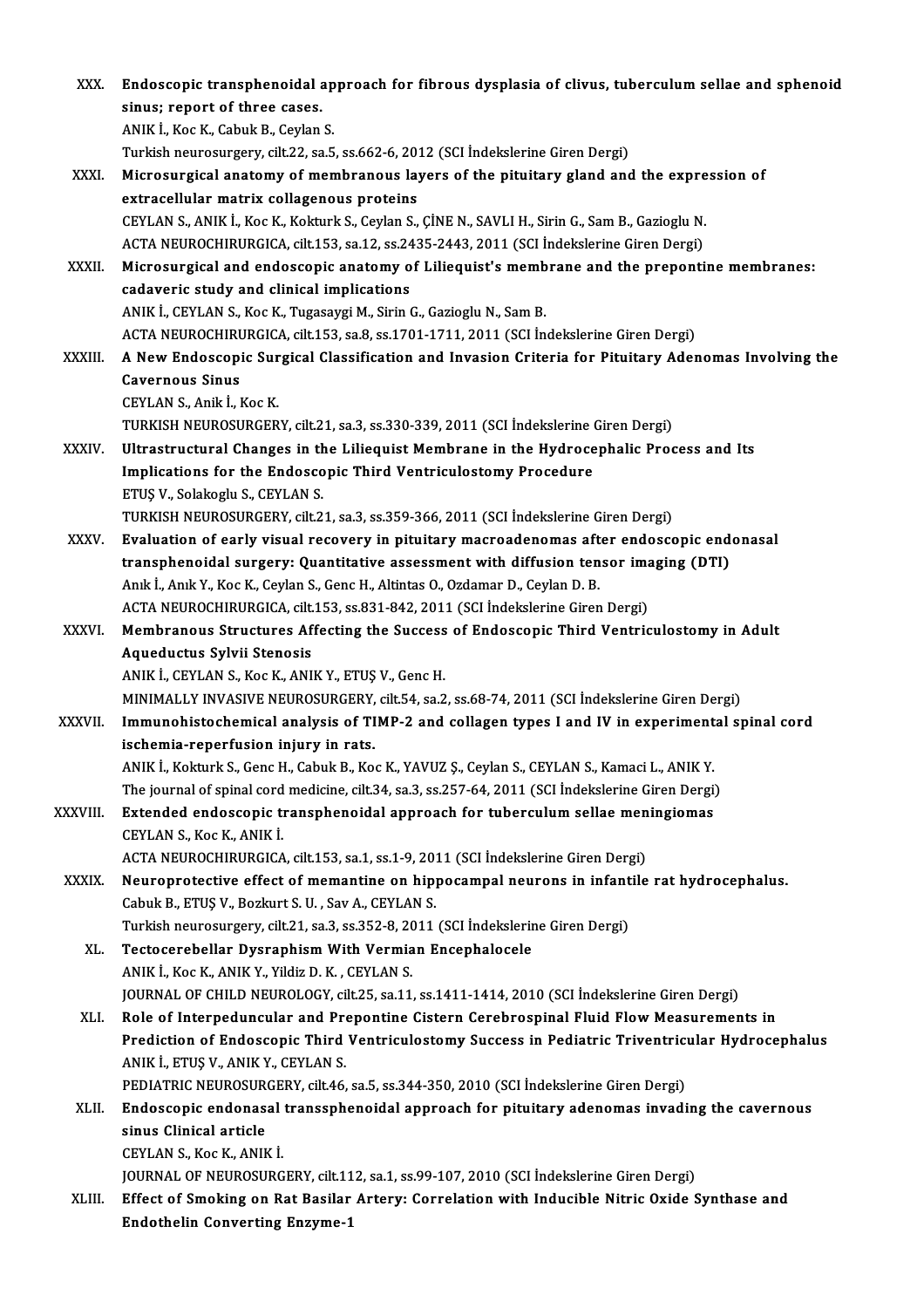XXX. **Endoscopic transphenoidal approach for fibrous dysplasia of clivus, tuberculum sellae and sphenoid sinus; report of three cases.**
ANIK İ., Koc K., Cabuk B., Ceylan S.
Turkish neurosurgery, cilt.22, sa.5, ss.662-6, 2012 (SCI İndekslerine Giren Dergi)

XXXI. **Microsurgical anatomy of membranous layers of the pituitary gland and the expression of extracellular matrix collagenous proteins**
CEYLAN S., ANIK İ., Koc K., Kokturk S., Ceylan S., ÇİNE N., SAVLI H., Sirin G., Sam B., Gazioglu N.
ACTA NEUROCHIRURGICA, cilt.153, sa.12, ss.2435-2443, 2011 (SCI İndekslerine Giren Dergi)

XXXII. **Microsurgical and endoscopic anatomy of Liliequist's membrane and the prepontine membranes: cadaveric study and clinical implications**
ANIK İ., CEYLAN S., Koc K., Tugasaygi M., Sirin G., Gazioglu N., Sam B.
ACTA NEUROCHIRURGICA, cilt.153, sa.8, ss.1701-1711, 2011 (SCI İndekslerine Giren Dergi)

XXXIII. **A New Endoscopic Surgical Classification and Invasion Criteria for Pituitary Adenomas Involving the Cavernous Sinus**
CEYLAN S., Anik İ., Koc K.
TURKISH NEUROSURGERY, cilt.21, sa.3, ss.330-339, 2011 (SCI İndekslerine Giren Dergi)

XXXIV. **Ultrastructural Changes in the Liliequist Membrane in the Hydrocephalic Process and Its Implications for the Endoscopic Third Ventriculostomy Procedure**
ETUŞ V., Solakoglu S., CEYLAN S.
TURKISH NEUROSURGERY, cilt.21, sa.3, ss.359-366, 2011 (SCI İndekslerine Giren Dergi)

XXXV. **Evaluation of early visual recovery in pituitary macroadenomas after endoscopic endonasal transphenoidal surgery: Quantitative assessment with diffusion tensor imaging (DTI)**
Anık İ., Anık Y., Koc K., Ceylan S., Genc H., Altintas O., Ozdamar D., Ceylan D. B.
ACTA NEUROCHIRURGICA, cilt.153, ss.831-842, 2011 (SCI İndekslerine Giren Dergi)

XXXVI. **Membranous Structures Affecting the Success of Endoscopic Third Ventriculostomy in Adult Aqueductus Sylvii Stenosis**
ANIK İ., CEYLAN S., Koc K., ANIK Y., ETUŞ V., Genc H.
MINIMALLY INVASIVE NEUROSURGERY, cilt.54, sa.2, ss.68-74, 2011 (SCI İndekslerine Giren Dergi)

XXXVII. **Immunohistochemical analysis of TIMP-2 and collagen types I and IV in experimental spinal cord ischemia-reperfusion injury in rats.**
ANIK İ., Kokturk S., Genc H., Cabuk B., Koc K., YAVUZ Ş., Ceylan S., CEYLAN S., Kamaci L., ANIK Y.
The journal of spinal cord medicine, cilt.34, sa.3, ss.257-64, 2011 (SCI İndekslerine Giren Dergi)

XXXVIII. **Extended endoscopic transphenoidal approach for tuberculum sellae meningiomas**
CEYLAN S., Koc K., ANIK İ.
ACTA NEUROCHIRURGICA, cilt.153, sa.1, ss.1-9, 2011 (SCI İndekslerine Giren Dergi)

XXXIX. **Neuroprotective effect of memantine on hippocampal neurons in infantile rat hydrocephalus.**
Cabuk B., ETUŞ V., Bozkurt S. U. , Sav A., CEYLAN S.
Turkish neurosurgery, cilt.21, sa.3, ss.352-8, 2011 (SCI İndekslerine Giren Dergi)

XL. **Tectocerebellar Dysraphism With Vermian Encephalocele**
ANIK İ., Koc K., ANIK Y., Yildiz D. K. , CEYLAN S.
JOURNAL OF CHILD NEUROLOGY, cilt.25, sa.11, ss.1411-1414, 2010 (SCI İndekslerine Giren Dergi)

XLI. **Role of Interpeduncular and Prepontine Cistern Cerebrospinal Fluid Flow Measurements in Prediction of Endoscopic Third Ventriculostomy Success in Pediatric Triventricular Hydrocephalus**
ANIK İ., ETUŞ V., ANIK Y., CEYLAN S.
PEDIATRIC NEUROSURGERY, cilt.46, sa.5, ss.344-350, 2010 (SCI İndekslerine Giren Dergi)

XLII. **Endoscopic endonasal transsphenoidal approach for pituitary adenomas invading the cavernous sinus Clinical article**
CEYLAN S., Koc K., ANIK İ.
JOURNAL OF NEUROSURGERY, cilt.112, sa.1, ss.99-107, 2010 (SCI İndekslerine Giren Dergi)

XLIII. **Effect of Smoking on Rat Basilar Artery: Correlation with Inducible Nitric Oxide Synthase and Endothelin Converting Enzyme-1**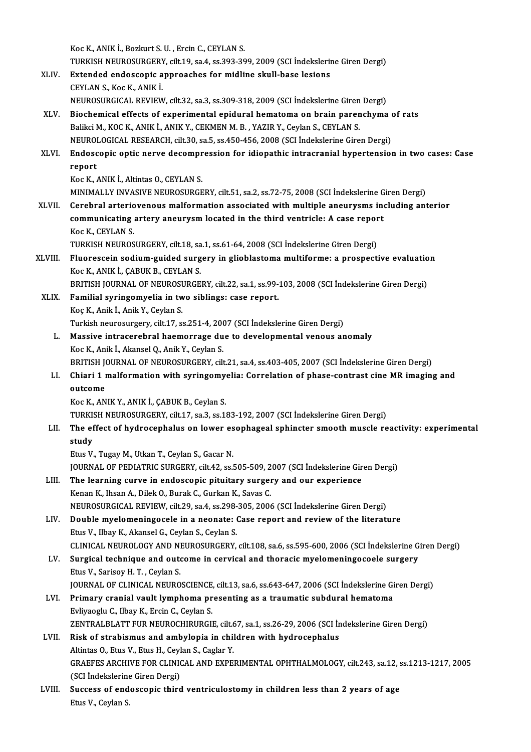Koc K., ANIK İ., Bozkurt S. U. , Ercin C., CEYLAN S.
TURKISH NEUROSURGERY, cilt.19, sa.4, ss.393-399, 2009 (SCI İndekslerine Giren Dergi)

XLIV. **Extended endoscopic approaches for midline skull-base lesions**
CEYLAN S., Koc K., ANIK İ.
NEUROSURGICAL REVIEW, cilt.32, sa.3, ss.309-318, 2009 (SCI İndekslerine Giren Dergi)

XLV. **Biochemical effects of experimental epidural hematoma on brain parenchyma of rats**
Balikci M., KOC K., ANIK İ., ANIK Y., CEKMEN M. B. , YAZIR Y., Ceylan S., CEYLAN S.
NEUROLOGICAL RESEARCH, cilt.30, sa.5, ss.450-456, 2008 (SCI İndekslerine Giren Dergi)

XLVI. **Endoscopic optic nerve decompression for idiopathic intracranial hypertension in two cases: Case report**
Koc K., ANIK İ., Altintas O., CEYLAN S.
MINIMALLY INVASIVE NEUROSURGERY, cilt.51, sa.2, ss.72-75, 2008 (SCI İndekslerine Giren Dergi)

XLVII. **Cerebral arteriovenous malformation associated with multiple aneurysms including anterior communicating artery aneurysm located in the third ventricle: A case report**
Koc K., CEYLAN S.
TURKISH NEUROSURGERY, cilt.18, sa.1, ss.61-64, 2008 (SCI İndekslerine Giren Dergi)

XLVIII. **Fluorescein sodium-guided surgery in glioblastoma multiforme: a prospective evaluation**
Koc K., ANIK İ., ÇABUK B., CEYLAN S.
BRITISH JOURNAL OF NEUROSURGERY, cilt.22, sa.1, ss.99-103, 2008 (SCI İndekslerine Giren Dergi)

XLIX. **Familial syringomyelia in two siblings: case report.**
Koç K., Anik İ., Anik Y., Ceylan S.
Turkish neurosurgery, cilt.17, ss.251-4, 2007 (SCI İndekslerine Giren Dergi)

L. **Massive intracerebral haemorrage due to developmental venous anomaly**
Koc K., Anik İ., Akansel Q., Anik Y., Ceylan S.
BRITISH JOURNAL OF NEUROSURGERY, cilt.21, sa.4, ss.403-405, 2007 (SCI İndekslerine Giren Dergi)

LI. **Chiari 1 malformation with syringomyelia: Correlation of phase-contrast cine MR imaging and outcome**
Koc K., ANIK Y., ANIK İ., ÇABUK B., Ceylan S.
TURKISH NEUROSURGERY, cilt.17, sa.3, ss.183-192, 2007 (SCI İndekslerine Giren Dergi)

LII. **The effect of hydrocephalus on lower esophageal sphincter smooth muscle reactivity: experimental study**
Etus V., Tugay M., Utkan T., Ceylan S., Gacar N.
JOURNAL OF PEDIATRIC SURGERY, cilt.42, ss.505-509, 2007 (SCI İndekslerine Giren Dergi)

LIII. **The learning curve in endoscopic pituitary surgery and our experience**
Kenan K., Ihsan A., Dilek O., Burak C., Gurkan K., Savas C.
NEUROSURGICAL REVIEW, cilt.29, sa.4, ss.298-305, 2006 (SCI İndekslerine Giren Dergi)

LIV. **Double myelomeningocele in a neonate: Case report and review of the literature**
Etus V., Ilbay K., Akansel G., Ceylan S., Ceylan S.
CLINICAL NEUROLOGY AND NEUROSURGERY, cilt.108, sa.6, ss.595-600, 2006 (SCI İndekslerine Giren Dergi)

LV. **Surgical technique and outcome in cervical and thoracic myelomeningocoele surgery**
Etus V., Sarisoy H. T. , Ceylan S.
JOURNAL OF CLINICAL NEUROSCIENCE, cilt.13, sa.6, ss.643-647, 2006 (SCI İndekslerine Giren Dergi)

LVI. **Primary cranial vault lymphoma presenting as a traumatic subdural hematoma**
Evliyaoglu C., Ilbay K., Ercin C., Ceylan S.
ZENTRALBLATT FUR NEUROCHIRURGIE, cilt.67, sa.1, ss.26-29, 2006 (SCI İndekslerine Giren Dergi)

LVII. **Risk of strabismus and ambylopia in children with hydrocephalus**
Altintas O., Etus V., Etus H., Ceylan S., Caglar Y.
GRAEFES ARCHIVE FOR CLINICAL AND EXPERIMENTAL OPHTHALMOLOGY, cilt.243, sa.12, ss.1213-1217, 2005 (SCI İndekslerine Giren Dergi)

LVIII. **Success of endoscopic third ventriculostomy in children less than 2 years of age**
Etus V., Ceylan S.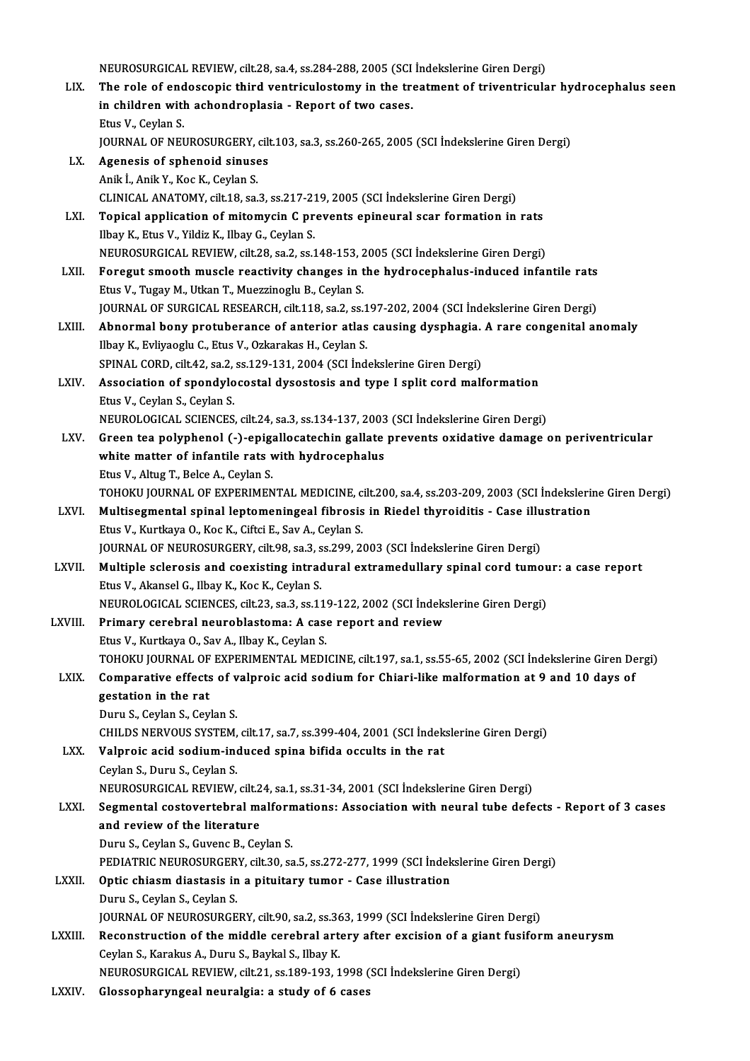NEUROSURGICAL REVIEW, cilt.28, sa.4, ss.284-288, 2005 (SCI İndekslerine Giren Dergi)

LIX. **The role of endoscopic third ventriculostomy in the treatment of triventricular hydrocephalus seen in children with achondroplasia - Report of two cases.**
Etus V., Ceylan S.
JOURNAL OF NEUROSURGERY, cilt.103, sa.3, ss.260-265, 2005 (SCI İndekslerine Giren Dergi)

LX. **Agenesis of sphenoid sinuses**
Anik İ., Anik Y., Koc K., Ceylan S.
CLINICAL ANATOMY, cilt.18, sa.3, ss.217-219, 2005 (SCI İndekslerine Giren Dergi)

LXI. **Topical application of mitomycin C prevents epineural scar formation in rats**
Ilbay K., Etus V., Yildiz K., Ilbay G., Ceylan S.
NEUROSURGICAL REVIEW, cilt.28, sa.2, ss.148-153, 2005 (SCI İndekslerine Giren Dergi)

LXII. **Foregut smooth muscle reactivity changes in the hydrocephalus-induced infantile rats**
Etus V., Tugay M., Utkan T., Muezzinoglu B., Ceylan S.
JOURNAL OF SURGICAL RESEARCH, cilt.118, sa.2, ss.197-202, 2004 (SCI İndekslerine Giren Dergi)

LXIII. **Abnormal bony protuberance of anterior atlas causing dysphagia. A rare congenital anomaly**
Ilbay K., Evliyaoglu C., Etus V., Ozkarakas H., Ceylan S.
SPINAL CORD, cilt.42, sa.2, ss.129-131, 2004 (SCI İndekslerine Giren Dergi)

LXIV. **Association of spondylocostal dysostosis and type I split cord malformation**
Etus V., Ceylan S., Ceylan S.
NEUROLOGICAL SCIENCES, cilt.24, sa.3, ss.134-137, 2003 (SCI İndekslerine Giren Dergi)

LXV. **Green tea polyphenol (-)-epigallocatechin gallate prevents oxidative damage on periventricular white matter of infantile rats with hydrocephalus**
Etus V., Altug T., Belce A., Ceylan S.
TOHOKU JOURNAL OF EXPERIMENTAL MEDICINE, cilt.200, sa.4, ss.203-209, 2003 (SCI İndekslerine Giren Dergi)

LXVI. **Multisegmental spinal leptomeningeal fibrosis in Riedel thyroiditis - Case illustration**
Etus V., Kurtkaya O., Koc K., Ciftci E., Sav A., Ceylan S.
JOURNAL OF NEUROSURGERY, cilt.98, sa.3, ss.299, 2003 (SCI İndekslerine Giren Dergi)

LXVII. **Multiple sclerosis and coexisting intradural extramedullary spinal cord tumour: a case report**
Etus V., Akansel G., Ilbay K., Koc K., Ceylan S.
NEUROLOGICAL SCIENCES, cilt.23, sa.3, ss.119-122, 2002 (SCI İndekslerine Giren Dergi)

LXVIII. **Primary cerebral neuroblastoma: A case report and review**
Etus V., Kurtkaya O., Sav A., Ilbay K., Ceylan S.
TOHOKU JOURNAL OF EXPERIMENTAL MEDICINE, cilt.197, sa.1, ss.55-65, 2002 (SCI İndekslerine Giren Dergi)

LXIX. **Comparative effects of valproic acid sodium for Chiari-like malformation at 9 and 10 days of gestation in the rat**
Duru S., Ceylan S., Ceylan S.
CHILDS NERVOUS SYSTEM, cilt.17, sa.7, ss.399-404, 2001 (SCI İndekslerine Giren Dergi)

LXX. **Valproic acid sodium-induced spina bifida occults in the rat**
Ceylan S., Duru S., Ceylan S.
NEUROSURGICAL REVIEW, cilt.24, sa.1, ss.31-34, 2001 (SCI İndekslerine Giren Dergi)

LXXI. **Segmental costovertebral malformations: Association with neural tube defects - Report of 3 cases and review of the literature**
Duru S., Ceylan S., Guvenc B., Ceylan S.
PEDIATRIC NEUROSURGERY, cilt.30, sa.5, ss.272-277, 1999 (SCI İndekslerine Giren Dergi)

LXXII. **Optic chiasm diastasis in a pituitary tumor - Case illustration**
Duru S., Ceylan S., Ceylan S.
JOURNAL OF NEUROSURGERY, cilt.90, sa.2, ss.363, 1999 (SCI İndekslerine Giren Dergi)

LXXIII. **Reconstruction of the middle cerebral artery after excision of a giant fusiform aneurysm**
Ceylan S., Karakus A., Duru S., Baykal S., Ilbay K.
NEUROSURGICAL REVIEW, cilt.21, ss.189-193, 1998 (SCI İndekslerine Giren Dergi)

LXXIV. **Glossopharyngeal neuralgia: a study of 6 cases**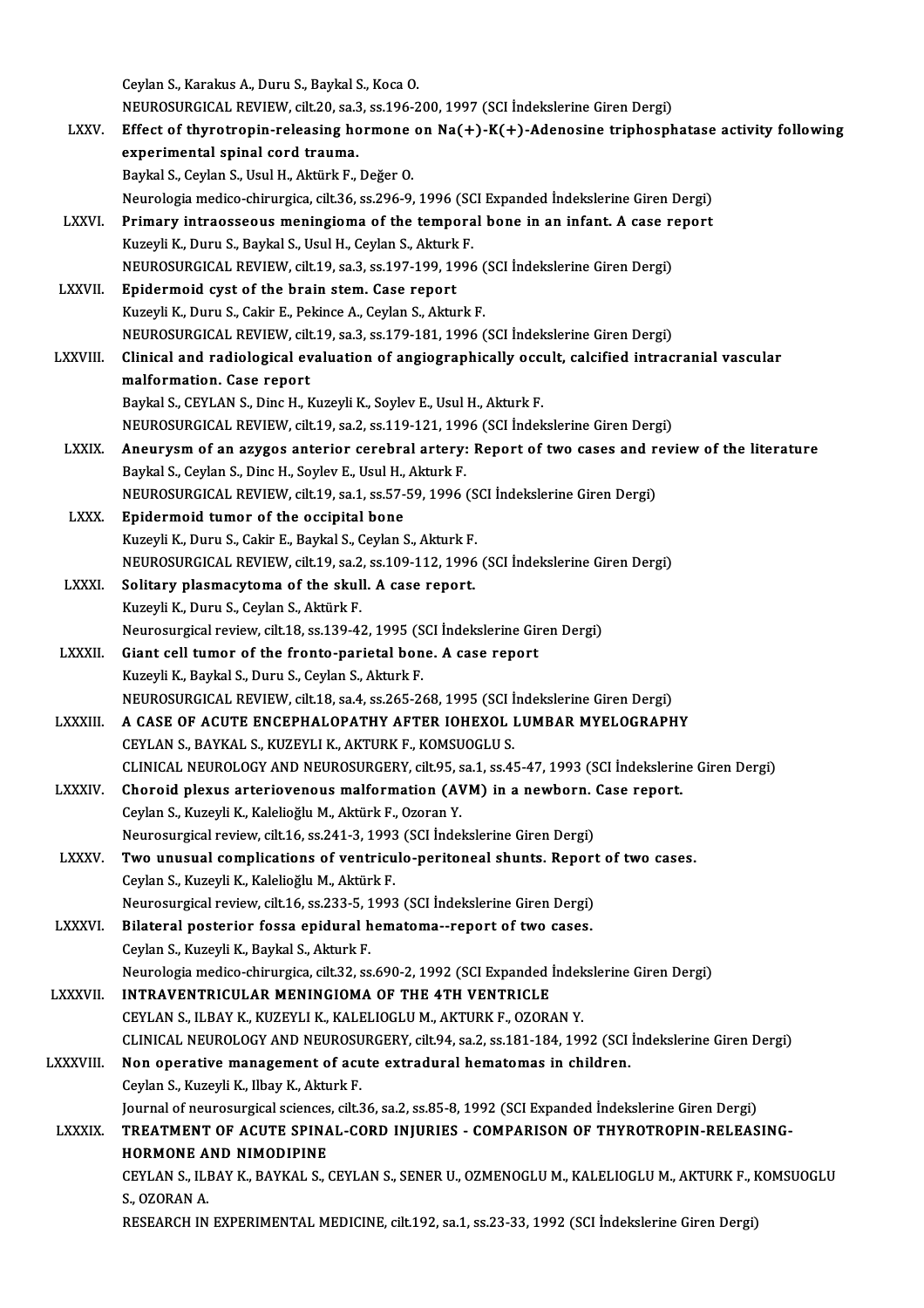Ceylan S., Karakus A., Duru S., Baykal S., Koca O.
NEUROSURGICAL REVIEW, cilt.20, sa.3, ss.196-200, 1997 (SCI İndekslerine Giren Dergi)

LXXV. **Effect of thyrotropin-releasing hormone on Na(+)-K(+)-Adenosine triphosphatase activity following experimental spinal cord trauma.**
Baykal S., Ceylan S., Usul H., Aktürk F., Değer O.
Neurologia medico-chirurgica, cilt.36, ss.296-9, 1996 (SCI Expanded İndekslerine Giren Dergi)

LXXVI. **Primary intraosseous meningioma of the temporal bone in an infant. A case report**
Kuzeyli K., Duru S., Baykal S., Usul H., Ceylan S., Akturk F.
NEUROSURGICAL REVIEW, cilt.19, sa.3, ss.197-199, 1996 (SCI İndekslerine Giren Dergi)

LXXVII. **Epidermoid cyst of the brain stem. Case report**
Kuzeyli K., Duru S., Cakir E., Pekince A., Ceylan S., Akturk F.
NEUROSURGICAL REVIEW, cilt.19, sa.3, ss.179-181, 1996 (SCI İndekslerine Giren Dergi)

LXXVIII. **Clinical and radiological evaluation of angiographically occult, calcified intracranial vascular malformation. Case report**
Baykal S., CEYLAN S., Dinc H., Kuzeyli K., Soylev E., Usul H., Akturk F.
NEUROSURGICAL REVIEW, cilt.19, sa.2, ss.119-121, 1996 (SCI İndekslerine Giren Dergi)

LXXIX. **Aneurysm of an azygos anterior cerebral artery: Report of two cases and review of the literature**
Baykal S., Ceylan S., Dinc H., Soylev E., Usul H., Akturk F.
NEUROSURGICAL REVIEW, cilt.19, sa.1, ss.57-59, 1996 (SCI İndekslerine Giren Dergi)

LXXX. **Epidermoid tumor of the occipital bone**
Kuzeyli K., Duru S., Cakir E., Baykal S., Ceylan S., Akturk F.
NEUROSURGICAL REVIEW, cilt.19, sa.2, ss.109-112, 1996 (SCI İndekslerine Giren Dergi)

LXXXI. **Solitary plasmacytoma of the skull. A case report.**
Kuzeyli K., Duru S., Ceylan S., Aktürk F.
Neurosurgical review, cilt.18, ss.139-42, 1995 (SCI İndekslerine Giren Dergi)

LXXXII. **Giant cell tumor of the fronto-parietal bone. A case report**
Kuzeyli K., Baykal S., Duru S., Ceylan S., Akturk F.
NEUROSURGICAL REVIEW, cilt.18, sa.4, ss.265-268, 1995 (SCI İndekslerine Giren Dergi)

LXXXIII. **A CASE OF ACUTE ENCEPHALOPATHY AFTER IOHEXOL LUMBAR MYELOGRAPHY**
CEYLAN S., BAYKAL S., KUZEYLI K., AKTURK F., KOMSUOGLU S.
CLINICAL NEUROLOGY AND NEUROSURGERY, cilt.95, sa.1, ss.45-47, 1993 (SCI İndekslerine Giren Dergi)

LXXXIV. **Choroid plexus arteriovenous malformation (AVM) in a newborn. Case report.**
Ceylan S., Kuzeyli K., Kalelioğlu M., Aktürk F., Ozoran Y.
Neurosurgical review, cilt.16, ss.241-3, 1993 (SCI İndekslerine Giren Dergi)

LXXXV. **Two unusual complications of ventriculo-peritoneal shunts. Report of two cases.**
Ceylan S., Kuzeyli K., Kalelioğlu M., Aktürk F.
Neurosurgical review, cilt.16, ss.233-5, 1993 (SCI İndekslerine Giren Dergi)

LXXXVI. **Bilateral posterior fossa epidural hematoma--report of two cases.**
Ceylan S., Kuzeyli K., Baykal S., Akturk F.
Neurologia medico-chirurgica, cilt.32, ss.690-2, 1992 (SCI Expanded İndekslerine Giren Dergi)

LXXXVII. **INTRAVENTRICULAR MENINGIOMA OF THE 4TH VENTRICLE**
CEYLAN S., ILBAY K., KUZEYLI K., KALELIOGLU M., AKTURK F., OZORAN Y.
CLINICAL NEUROLOGY AND NEUROSURGERY, cilt.94, sa.2, ss.181-184, 1992 (SCI İndekslerine Giren Dergi)

LXXXVIII. **Non operative management of acute extradural hematomas in children.**
Ceylan S., Kuzeyli K., Ilbay K., Akturk F.
Journal of neurosurgical sciences, cilt.36, sa.2, ss.85-8, 1992 (SCI Expanded İndekslerine Giren Dergi)

LXXXIX. **TREATMENT OF ACUTE SPINAL-CORD INJURIES - COMPARISON OF THYROTROPIN-RELEASING-HORMONE AND NIMODIPINE**
CEYLAN S., ILBAY K., BAYKAL S., CEYLAN S., SENER U., OZMENOGLU M., KALELIOGLU M., AKTURK F., KOMSUOGLU S., OZORAN A.
RESEARCH IN EXPERIMENTAL MEDICINE, cilt.192, sa.1, ss.23-33, 1992 (SCI İndekslerine Giren Dergi)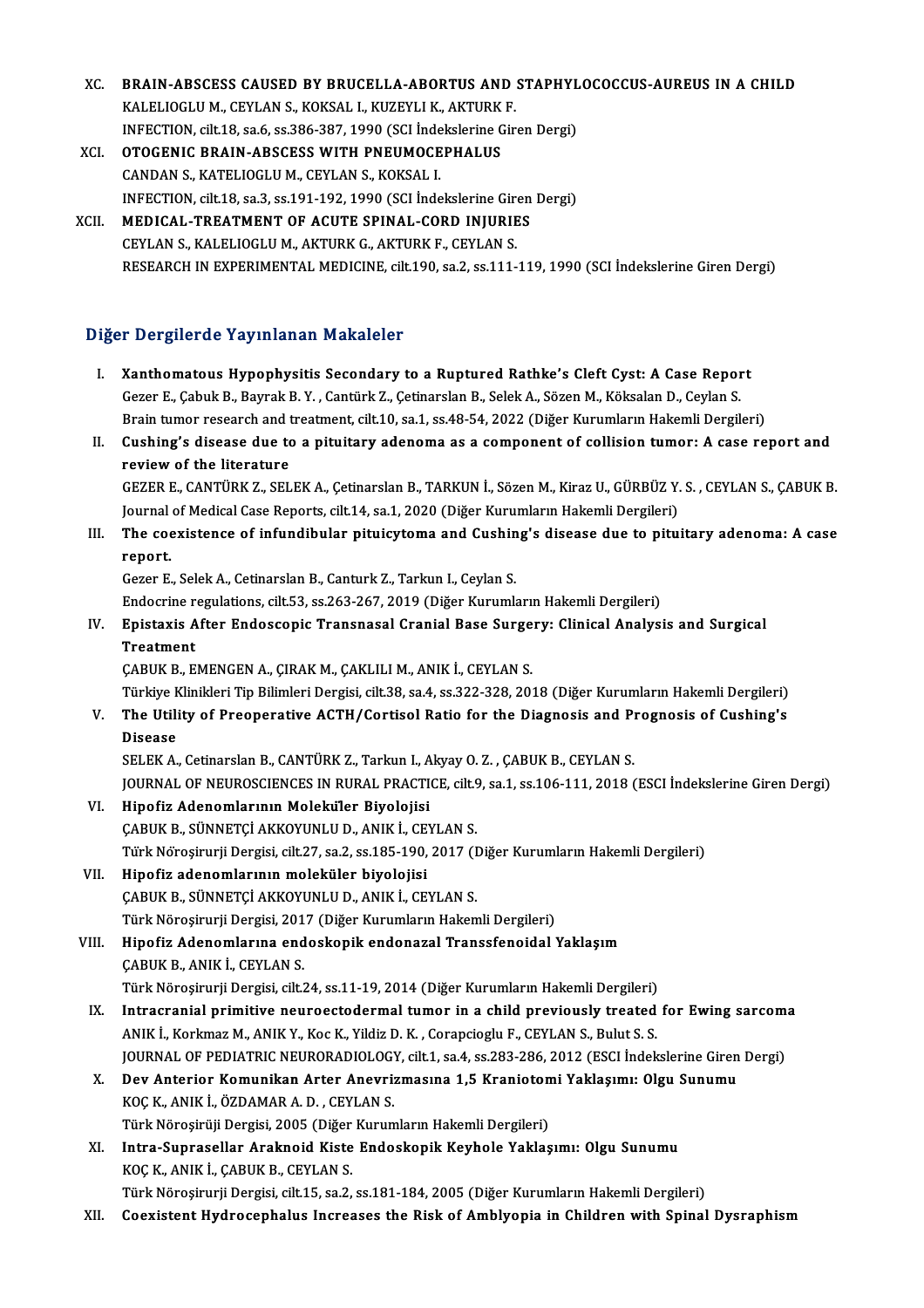XC. **BRAIN-ABSCESS CAUSED BY BRUCELLA-ABORTUS AND STAPHYLOCOCCUS-AUREUS IN A CHILD**
KALELIOGLU M., CEYLAN S., KOKSAL I., KUZEYLI K., AKTURK F.
INFECTION, cilt.18, sa.6, ss.386-387, 1990 (SCI İndekslerine Giren Dergi)

XCI. **OTOGENIC BRAIN-ABSCESS WITH PNEUMOCEPHALUS**
CANDAN S., KATELIOGLU M., CEYLAN S., KOKSAL I.
INFECTION, cilt.18, sa.3, ss.191-192, 1990 (SCI İndekslerine Giren Dergi)

XCII. **MEDICAL-TREATMENT OF ACUTE SPINAL-CORD INJURIES**
CEYLAN S., KALELIOGLU M., AKTURK G., AKTURK F., CEYLAN S.
RESEARCH IN EXPERIMENTAL MEDICINE, cilt.190, sa.2, ss.111-119, 1990 (SCI İndekslerine Giren Dergi)

## Diğer Dergilerde Yayınlanan Makaleler

I. **Xanthomatous Hypophysitis Secondary to a Ruptured Rathke's Cleft Cyst: A Case Report**
Gezer E., Çabuk B., Bayrak B. Y., Cantürk Z., Çetinarslan B., Selek A., Sözen M., Köksalan D., Ceylan S.
Brain tumor research and treatment, cilt.10, sa.1, ss.48-54, 2022 (Diğer Kurumların Hakemli Dergileri)

II. **Cushing's disease due to a pituitary adenoma as a component of collision tumor: A case report and review of the literature**
GEZER E., CANTÜRK Z., SELEK A., Çetinarslan B., TARKUN İ., Sözen M., Kiraz U., GÜRBÜZ Y. S., CEYLAN S., ÇABUK B.
Journal of Medical Case Reports, cilt.14, sa.1, 2020 (Diğer Kurumların Hakemli Dergileri)

III. **The coexistence of infundibular pituicytoma and Cushing's disease due to pituitary adenoma: A case report.**
Gezer E., Selek A., Cetinarslan B., Canturk Z., Tarkun I., Ceylan S.
Endocrine regulations, cilt.53, ss.263-267, 2019 (Diğer Kurumların Hakemli Dergileri)

IV. **Epistaxis After Endoscopic Transnasal Cranial Base Surgery: Clinical Analysis and Surgical Treatment**
ÇABUK B., EMENGEN A., ÇIRAK M., ÇAKLILI M., ANIK İ., CEYLAN S.
Türkiye Klinikleri Tip Bilimleri Dergisi, cilt.38, sa.4, ss.322-328, 2018 (Diğer Kurumların Hakemli Dergileri)

V. **The Utility of Preoperative ACTH/Cortisol Ratio for the Diagnosis and Prognosis of Cushing's Disease**
SELEK A., Cetinarslan B., CANTÜRK Z., Tarkun I., Akyay O. Z., ÇABUK B., CEYLAN S.
JOURNAL OF NEUROSCIENCES IN RURAL PRACTICE, cilt.9, sa.1, ss.106-111, 2018 (ESCI İndekslerine Giren Dergi)

VI. **Hipofiz Adenomlarının Moleküler Biyolojisi**
ÇABUK B., SÜNNETÇİ AKKOYUNLU D., ANIK İ., CEYLAN S.
Türk Nöroşirurji Dergisi, cilt.27, sa.2, ss.185-190, 2017 (Diğer Kurumların Hakemli Dergileri)

VII. **Hipofiz adenomlarının moleküler biyolojisi**
ÇABUK B., SÜNNETÇİ AKKOYUNLU D., ANIK İ., CEYLAN S.
Türk Nöroşirurji Dergisi, 2017 (Diğer Kurumların Hakemli Dergileri)

VIII. **Hipofiz Adenomlarına endoskopik endonazal Transsfenoidal Yaklaşım**
ÇABUK B., ANIK İ., CEYLAN S.
Türk Nöroşirurji Dergisi, cilt.24, ss.11-19, 2014 (Diğer Kurumların Hakemli Dergileri)

IX. **Intracranial primitive neuroectodermal tumor in a child previously treated for Ewing sarcoma**
ANIK İ., Korkmaz M., ANIK Y., Koc K., Yildiz D. K., Corapcioglu F., CEYLAN S., Bulut S. S.
JOURNAL OF PEDIATRIC NEURORADIOLOGY, cilt.1, sa.4, ss.283-286, 2012 (ESCI İndekslerine Giren Dergi)

X. **Dev Anterior Komunikan Arter Anevrizmasına 1,5 Kraniotomi Yaklaşımı: Olgu Sunumu**
KOÇ K., ANIK İ., ÖZDAMAR A. D., CEYLAN S.
Türk Nöroşirüji Dergisi, 2005 (Diğer Kurumların Hakemli Dergileri)

XI. **Intra-Suprasellar Araknoid Kiste Endoskopik Keyhole Yaklaşımı: Olgu Sunumu**
KOÇ K., ANIK İ., ÇABUK B., CEYLAN S.
Türk Nöroşirurji Dergisi, cilt.15, sa.2, ss.181-184, 2005 (Diğer Kurumların Hakemli Dergileri)

XII. **Coexistent Hydrocephalus Increases the Risk of Amblyopia in Children with Spinal Dysraphism**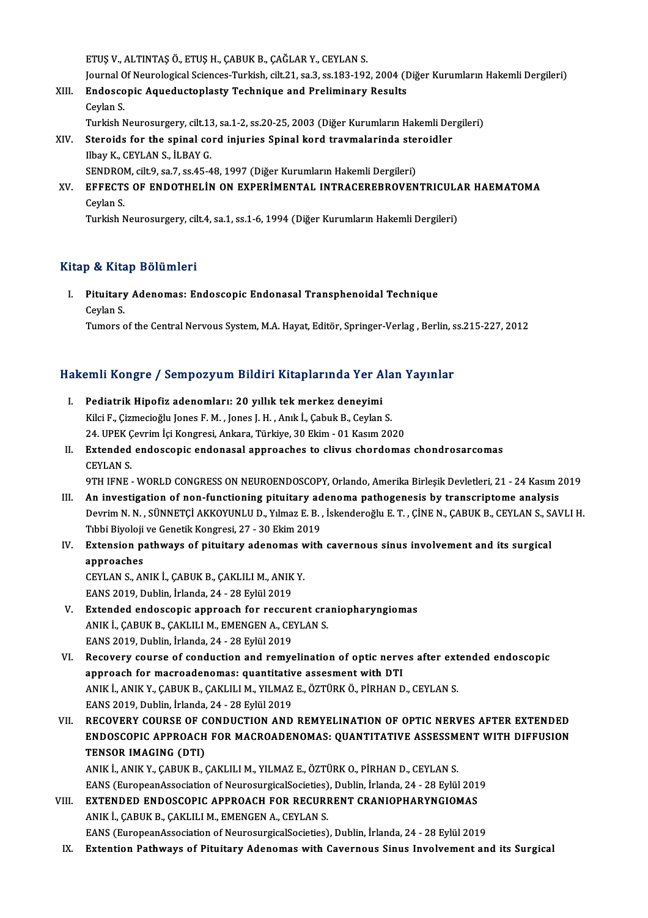ETUŞ V., ALTINTAŞ Ö., ETUŞ H., ÇABUK B., ÇAĞLAR Y., CEYLAN S.
Journal Of Neurological Sciences-Turkish, cilt.21, sa.3, ss.183-192, 2004 (Diğer Kurumların Hakemli Dergileri)

XIII. **Endoscopic Aqueductoplasty Technique and Preliminary Results**
Ceylan S.
Turkish Neurosurgery, cilt.13, sa.1-2, ss.20-25, 2003 (Diğer Kurumların Hakemli Dergileri)

XIV. **Steroids for the spinal cord injuries Spinal kord travmalarinda steroidler**
Ilbay K., CEYLAN S., İLBAY G.
SENDROM, cilt.9, sa.7, ss.45-48, 1997 (Diğer Kurumların Hakemli Dergileri)

XV. **EFFECTS OF ENDOTHELİN ON EXPERİMENTAL INTRACEREBROVENTRICULAR HAEMATOMA**
Ceylan S.
Turkish Neurosurgery, cilt.4, sa.1, ss.1-6, 1994 (Diğer Kurumların Hakemli Dergileri)

## Kitap & Kitap Bölümleri

I. **Pituitary Adenomas: Endoscopic Endonasal Transphenoidal Technique**
Ceylan S.
Tumors of the Central Nervous System, M.A. Hayat, Editör, Springer-Verlag , Berlin, ss.215-227, 2012

## Hakemli Kongre / Sempozyum Bildiri Kitaplarında Yer Alan Yayınlar

I. **Pediatrik Hipofiz adenomları: 20 yıllık tek merkez deneyimi**
Kilci F., Çizmecioğlu Jones F. M. , Jones J. H. , Anık İ., Çabuk B., Ceylan S.
24. UPEK Çevrim İçi Kongresi, Ankara, Türkiye, 30 Ekim - 01 Kasım 2020

II. **Extended endoscopic endonasal approaches to clivus chordomas chondrosarcomas**
CEYLAN S.
9TH IFNE - WORLD CONGRESS ON NEUROENDOSCOPY, Orlando, Amerika Birleşik Devletleri, 21 - 24 Kasım 2019

III. **An investigation of non-functioning pituitary adenoma pathogenesis by transcriptome analysis**
Devrim N. N. , SÜNNETÇİ AKKOYUNLU D., Yılmaz E. B. , İskenderoğlu E. T. , ÇİNE N., ÇABUK B., CEYLAN S., SAVLI H.
Tıbbi Biyoloji ve Genetik Kongresi, 27 - 30 Ekim 2019

IV. **Extension pathways of pituitary adenomas with cavernous sinus involvement and its surgical approaches**
CEYLAN S., ANIK İ., ÇABUK B., ÇAKLILI M., ANIK Y.
EANS 2019, Dublin, İrlanda, 24 - 28 Eylül 2019

V. **Extended endoscopic approach for reccurent craniopharyngiomas**
ANIK İ., ÇABUK B., ÇAKLILI M., EMENGEN A., CEYLAN S.
EANS 2019, Dublin, İrlanda, 24 - 28 Eylül 2019

VI. **Recovery course of conduction and remyelination of optic nerves after extended endoscopic approach for macroadenomas: quantitative assesment with DTI**
ANIK İ., ANIK Y., ÇABUK B., ÇAKLILI M., YILMAZ E., ÖZTÜRK Ö., PİRHAN D., CEYLAN S.
EANS 2019, Dublin, İrlanda, 24 - 28 Eylül 2019

VII. **RECOVERY COURSE OF CONDUCTION AND REMYELINATION OF OPTIC NERVES AFTER EXTENDED ENDOSCOPIC APPROACH FOR MACROADENOMAS: QUANTITATIVE ASSESSMENT WITH DIFFUSION TENSOR IMAGING (DTI)**
ANIK İ., ANIK Y., ÇABUK B., ÇAKLILI M., YILMAZ E., ÖZTÜRK O., PİRHAN D., CEYLAN S.
EANS (EuropeanAssociation of NeurosurgicalSocieties), Dublin, İrlanda, 24 - 28 Eylül 2019

VIII. **EXTENDED ENDOSCOPIC APPROACH FOR RECURRENT CRANIOPHARYNGIOMAS**
ANIK İ., ÇABUK B., ÇAKLILI M., EMENGEN A., CEYLAN S.
EANS (EuropeanAssociation of NeurosurgicalSocieties), Dublin, İrlanda, 24 - 28 Eylül 2019

IX. **Extention Pathways of Pituitary Adenomas with Cavernous Sinus Involvement and its Surgical**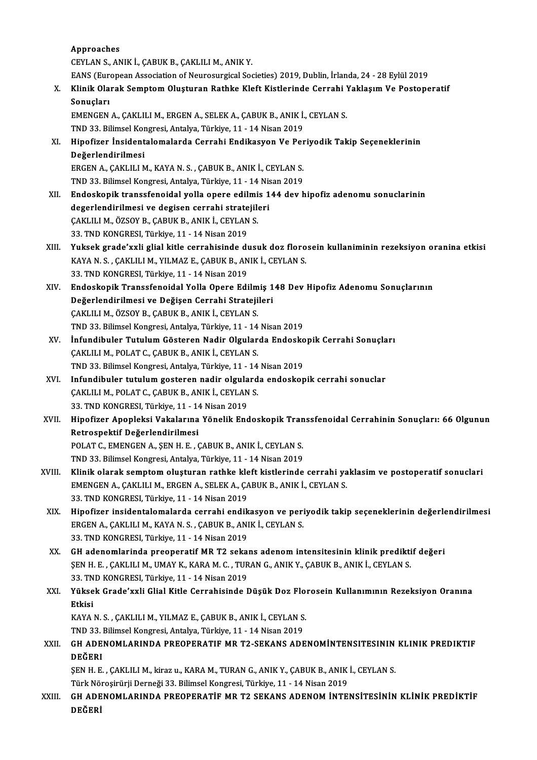Approaches
CEYLAN S., ANIK İ., ÇABUK B., ÇAKLILI M., ANIK Y.
EANS (European Association of Neurosurgical Societies) 2019, Dublin, İrlanda, 24 - 28 Eylül 2019

X. **Klinik Olarak Semptom Oluşturan Rathke Kleft Kistlerinde Cerrahi Yaklaşım Ve Postoperatif Sonuçları**
EMENGEN A., ÇAKLILI M., ERGEN A., SELEK A., ÇABUK B., ANIK İ., CEYLAN S.
TND 33. Bilimsel Kongresi, Antalya, Türkiye, 11 - 14 Nisan 2019

XI. **Hipofizer İnsidentalomalarda Cerrahi Endikasyon Ve Periyodik Takip Seçeneklerinin Değerlendirilmesi**
ERGEN A., ÇAKLILI M., KAYA N. S. , ÇABUK B., ANIK İ., CEYLAN S.
TND 33. Bilimsel Kongresi, Antalya, Türkiye, 11 - 14 Nisan 2019

XII. **Endoskopik transsfenoidal yolla opere edilmis 144 dev hipofiz adenomu sonuclarinin degerlendirilmesi ve degisen cerrahi stratejileri**
ÇAKLILI M., ÖZSOY B., ÇABUK B., ANIK İ., CEYLAN S.
33. TND KONGRESI, Türkiye, 11 - 14 Nisan 2019

XIII. **Yuksek grade'xxli glial kitle cerrahisinde dusuk doz florosein kullaniminin rezeksiyon oranina etkisi**
KAYA N. S. , ÇAKLILI M., YILMAZ E., ÇABUK B., ANIK İ., CEYLAN S.
33. TND KONGRESI, Türkiye, 11 - 14 Nisan 2019

XIV. **Endoskopik Transsfenoidal Yolla Opere Edilmiş 148 Dev Hipofiz Adenomu Sonuçlarının Değerlendirilmesi ve Değişen Cerrahi Stratejileri**
ÇAKLILI M., ÖZSOY B., ÇABUK B., ANIK İ., CEYLAN S.
TND 33. Bilimsel Kongresi, Antalya, Türkiye, 11 - 14 Nisan 2019

XV. **İnfundibuler Tutulum Gösteren Nadir Olgularda Endoskopik Cerrahi Sonuçları**
ÇAKLILI M., POLAT C., ÇABUK B., ANIK İ., CEYLAN S.
TND 33. Bilimsel Kongresi, Antalya, Türkiye, 11 - 14 Nisan 2019

XVI. **Infundibuler tutulum gosteren nadir olgularda endoskopik cerrahi sonuclar**
ÇAKLILI M., POLAT C., ÇABUK B., ANIK İ., CEYLAN S.
33. TND KONGRESI, Türkiye, 11 - 14 Nisan 2019

XVII. **Hipofizer Apopleksi Vakalarına Yönelik Endoskopik Transsfenoidal Cerrahinin Sonuçları: 66 Olgunun Retrospektif Değerlendirilmesi**
POLAT C., EMENGEN A., ŞEN H. E. , ÇABUK B., ANIK İ., CEYLAN S.
TND 33. Bilimsel Kongresi, Antalya, Türkiye, 11 - 14 Nisan 2019

XVIII. **Klinik olarak semptom oluşturan rathke kleft kistlerinde cerrahi yaklasim ve postoperatif sonuclari**
EMENGEN A., ÇAKLILI M., ERGEN A., SELEK A., ÇABUK B., ANIK İ., CEYLAN S.
33. TND KONGRESI, Türkiye, 11 - 14 Nisan 2019

XIX. **Hipofizer insidentalomalarda cerrahi endikasyon ve periyodik takip seçeneklerinin değerlendirilmesi**
ERGEN A., ÇAKLILI M., KAYA N. S. , ÇABUK B., ANIK İ., CEYLAN S.
33. TND KONGRESI, Türkiye, 11 - 14 Nisan 2019

XX. **GH adenomlarinda preoperatif MR T2 sekans adenom intensitesinin klinik prediktif değeri**
ŞEN H. E. , ÇAKLILI M., UMAY K., KARA M. C. , TURAN G., ANIK Y., ÇABUK B., ANIK İ., CEYLAN S.
33. TND KONGRESI, Türkiye, 11 - 14 Nisan 2019

XXI. **Yüksek Grade'xxli Glial Kitle Cerrahisinde Düşük Doz Florosein Kullanımının Rezeksiyon Oranına Etkisi**
KAYA N. S. , ÇAKLILI M., YILMAZ E., ÇABUK B., ANIK İ., CEYLAN S.
TND 33. Bilimsel Kongresi, Antalya, Türkiye, 11 - 14 Nisan 2019

XXII. **GH ADENOMLARINDA PREOPERATIF MR T2-SEKANS ADENOMİNTENSITESININ KLINIK PREDIKTIF DEĞERI**
ŞEN H. E. , ÇAKLILI M., kiraz u., KARA M., TURAN G., ANIK Y., ÇABUK B., ANIK İ., CEYLAN S.
Türk Nöroşirürji Derneği 33. Bilimsel Kongresi, Türkiye, 11 - 14 Nisan 2019

XXIII. **GH ADENOMLARINDA PREOPERATİF MR T2 SEKANS ADENOM İNTENSİTESİNİN KLİNİK PREDİKTİF DEĞERİ**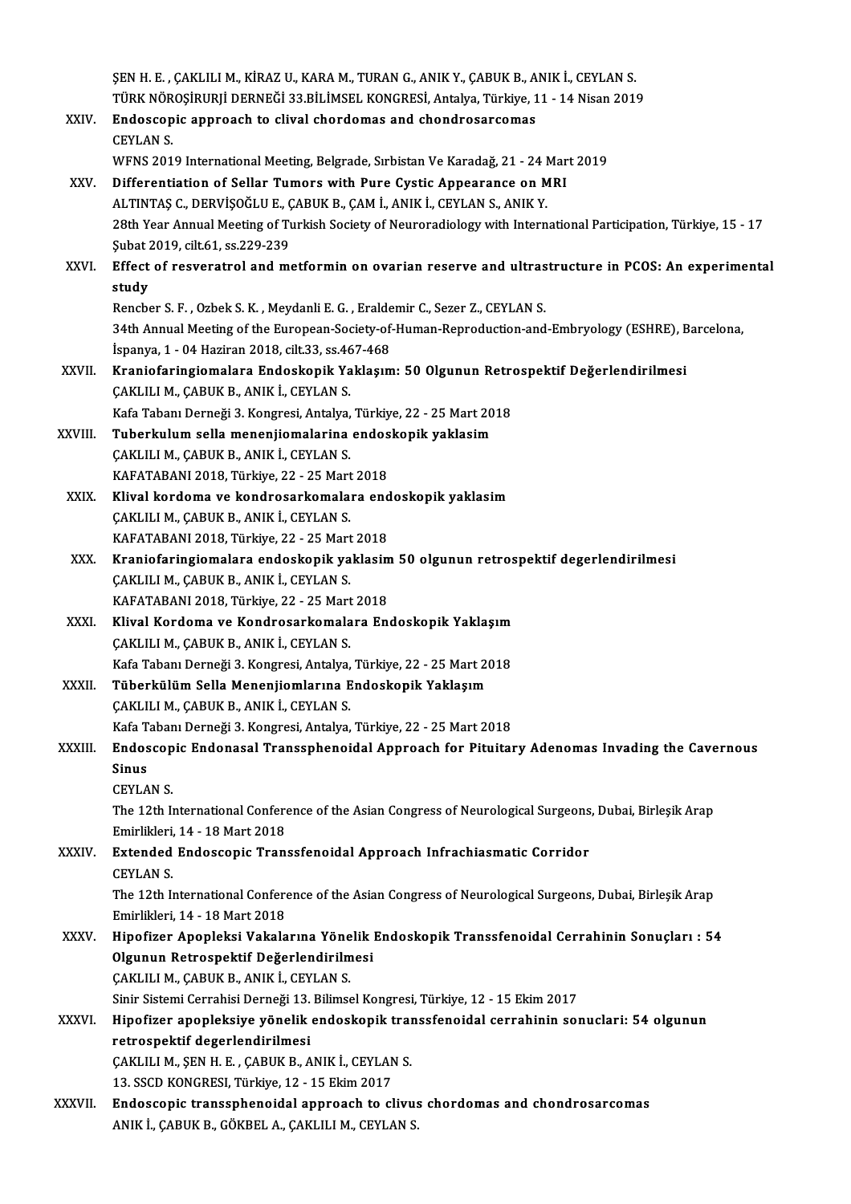ŞEN H. E. , ÇAKLILI M., KİRAZ U., KARA M., TURAN G., ANIK Y., ÇABUK B., ANIK İ., CEYLAN S.
TÜRK NÖROŞİRURJİ DERNEĞİ 33.BİLİMSEL KONGRESİ, Antalya, Türkiye, 11 - 14 Nisan 2019

XXIV. **Endoscopic approach to clival chordomas and chondrosarcomas**
CEYLAN S.
WFNS 2019 International Meeting, Belgrade, Sırbistan Ve Karadağ, 21 - 24 Mart 2019

XXV. **Differentiation of Sellar Tumors with Pure Cystic Appearance on MRI**
ALTINTAŞ C., DERVİŞOĞLU E., ÇABUK B., ÇAM İ., ANIK İ., CEYLAN S., ANIK Y.
28th Year Annual Meeting of Turkish Society of Neuroradiology with International Participation, Türkiye, 15 - 17 Şubat 2019, cilt.61, ss.229-239

XXVI. **Effect of resveratrol and metformin on ovarian reserve and ultrastructure in PCOS: An experimental study**
Rencber S. F. , Ozbek S. K. , Meydanli E. G. , Eraldemir C., Sezer Z., CEYLAN S.
34th Annual Meeting of the European-Society-of-Human-Reproduction-and-Embryology (ESHRE), Barcelona, İspanya, 1 - 04 Haziran 2018, cilt.33, ss.467-468

XXVII. **Kraniofaringiomalara Endoskopik Yaklaşım: 50 Olgunun Retrospektif Değerlendirilmesi**
ÇAKLILI M., ÇABUK B., ANIK İ., CEYLAN S.
Kafa Tabanı Derneği 3. Kongresi, Antalya, Türkiye, 22 - 25 Mart 2018

XXVIII. **Tuberkulum sella menenjiomalarina endoskopik yaklasim**
ÇAKLILI M., ÇABUK B., ANIK İ., CEYLAN S.
KAFATABANI 2018, Türkiye, 22 - 25 Mart 2018

XXIX. **Klival kordoma ve kondrosarkomalara endoskopik yaklasim**
ÇAKLILI M., ÇABUK B., ANIK İ., CEYLAN S.
KAFATABANI 2018, Türkiye, 22 - 25 Mart 2018

XXX. **Kraniofaringiomalara endoskopik yaklasim 50 olgunun retrospektif degerlendirilmesi**
ÇAKLILI M., ÇABUK B., ANIK İ., CEYLAN S.
KAFATABANI 2018, Türkiye, 22 - 25 Mart 2018

XXXI. **Klival Kordoma ve Kondrosarkomalara Endoskopik Yaklaşım**
ÇAKLILI M., ÇABUK B., ANIK İ., CEYLAN S.
Kafa Tabanı Derneği 3. Kongresi, Antalya, Türkiye, 22 - 25 Mart 2018

XXXII. **Tüberkülüm Sella Menenjiomlarına Endoskopik Yaklaşım**
ÇAKLILI M., ÇABUK B., ANIK İ., CEYLAN S.
Kafa Tabanı Derneği 3. Kongresi, Antalya, Türkiye, 22 - 25 Mart 2018

XXXIII. **Endoscopic Endonasal Transsphenoidal Approach for Pituitary Adenomas Invading the Cavernous Sinus**
CEYLAN S.
The 12th International Conference of the Asian Congress of Neurological Surgeons, Dubai, Birleşik Arap Emirlikleri, 14 - 18 Mart 2018

XXXIV. **Extended Endoscopic Transsfenoidal Approach Infrachiasmatic Corridor**
CEYLAN S.
The 12th International Conference of the Asian Congress of Neurological Surgeons, Dubai, Birleşik Arap Emirlikleri, 14 - 18 Mart 2018

XXXV. **Hipofizer Apopleksi Vakalarına Yönelik Endoskopik Transsfenoidal Cerrahinin Sonuçları : 54 Olgunun Retrospektif Değerlendirilmesi**
ÇAKLILI M., ÇABUK B., ANIK İ., CEYLAN S.
Sinir Sistemi Cerrahisi Derneği 13. Bilimsel Kongresi, Türkiye, 12 - 15 Ekim 2017

XXXVI. **Hipofizer apopleksiye yönelik endoskopik transsfenoidal cerrahinin sonuclari: 54 olgunun retrospektif degerlendirilmesi**
ÇAKLILI M., ŞEN H. E. , ÇABUK B., ANIK İ., CEYLAN S.
13. SSCD KONGRESI, Türkiye, 12 - 15 Ekim 2017

XXXVII. **Endoscopic transsphenoidal approach to clivus chordomas and chondrosarcomas**
ANIK İ., ÇABUK B., GÖKBEL A., ÇAKLILI M., CEYLAN S.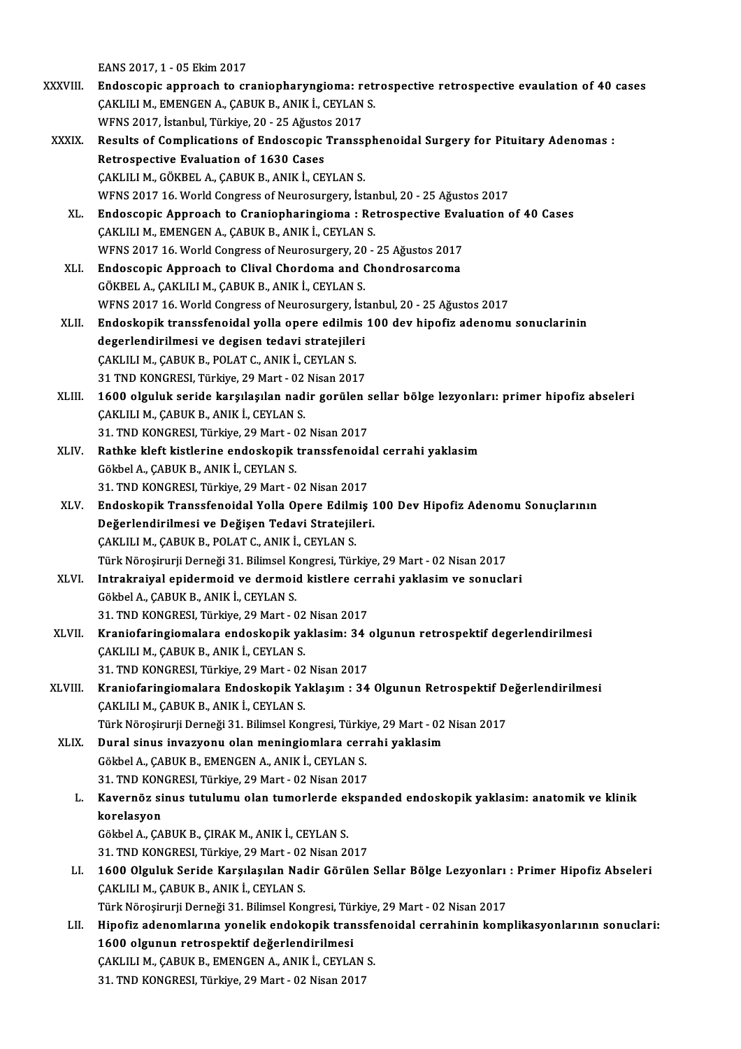EANS 2017, 1 - 05 Ekim 2017

XXXVIII. **Endoscopic approach to craniopharyngioma: retrospective retrospective evaulation of 40 cases**
ÇAKLILI M., EMENGEN A., ÇABUK B., ANIK İ., CEYLAN S.
WFNS 2017, İstanbul, Türkiye, 20 - 25 Ağustos 2017

XXXIX. **Results of Complications of Endoscopic Transsphenoidal Surgery for Pituitary Adenomas : Retrospective Evaluation of 1630 Cases**
ÇAKLILI M., GÖKBEL A., ÇABUK B., ANIK İ., CEYLAN S.
WFNS 2017 16. World Congress of Neurosurgery, İstanbul, 20 - 25 Ağustos 2017

XL. **Endoscopic Approach to Craniopharingioma : Retrospective Evaluation of 40 Cases**
ÇAKLILI M., EMENGEN A., ÇABUK B., ANIK İ., CEYLAN S.
WFNS 2017 16. World Congress of Neurosurgery, 20 - 25 Ağustos 2017

XLI. **Endoscopic Approach to Clival Chordoma and Chondrosarcoma**
GÖKBEL A., ÇAKLILI M., ÇABUK B., ANIK İ., CEYLAN S.
WFNS 2017 16. World Congress of Neurosurgery, İstanbul, 20 - 25 Ağustos 2017

XLII. **Endoskopik transsfenoidal yolla opere edilmis 100 dev hipofiz adenomu sonuclarinin degerlendirilmesi ve degisen tedavi stratejileri**
ÇAKLILI M., ÇABUK B., POLAT C., ANIK İ., CEYLAN S.
31 TND KONGRESI, Türkiye, 29 Mart - 02 Nisan 2017

XLIII. **1600 olguluk seride karşılaşılan nadir görülen sellar bölge lezyonları: primer hipofiz abseleri**
ÇAKLILI M., ÇABUK B., ANIK İ., CEYLAN S.
31. TND KONGRESI, Türkiye, 29 Mart - 02 Nisan 2017

XLIV. **Rathke kleft kistlerine endoskopik transsfenoidal cerrahi yaklasim**
Gökbel A., ÇABUK B., ANIK İ., CEYLAN S.
31. TND KONGRESI, Türkiye, 29 Mart - 02 Nisan 2017

XLV. **Endoskopik Transsfenoidal Yolla Opere Edilmiş 100 Dev Hipofiz Adenomu Sonuçlarının Değerlendirilmesi ve Değişen Tedavi Stratejileri.**
ÇAKLILI M., ÇABUK B., POLAT C., ANIK İ., CEYLAN S.
Türk Nöroşirurji Derneği 31. Bilimsel Kongresi, Türkiye, 29 Mart - 02 Nisan 2017

XLVI. **Intrakraiyal epidermoid ve dermoid kistlere cerrahi yaklasim ve sonuclari**
Gökbel A., ÇABUK B., ANIK İ., CEYLAN S.
31. TND KONGRESI, Türkiye, 29 Mart - 02 Nisan 2017

XLVII. **Kraniofaringiomalara endoskopik yaklasim: 34 olgunun retrospektif degerlendirilmesi**
ÇAKLILI M., ÇABUK B., ANIK İ., CEYLAN S.
31. TND KONGRESI, Türkiye, 29 Mart - 02 Nisan 2017

XLVIII. **Kraniofaringiomalara Endoskopik Yaklaşım : 34 Olgunun Retrospektif Değerlendirilmesi**
ÇAKLILI M., ÇABUK B., ANIK İ., CEYLAN S.
Türk Nöroşirurji Derneği 31. Bilimsel Kongresi, Türkiye, 29 Mart - 02 Nisan 2017

XLIX. **Dural sinus invazyonu olan meningiomlara cerrahi yaklasim**
Gökbel A., ÇABUK B., EMENGEN A., ANIK İ., CEYLAN S.
31. TND KONGRESI, Türkiye, 29 Mart - 02 Nisan 2017

L. **Kavernöz sinus tutulumu olan tumorlerde ekspanded endoskopik yaklasim: anatomik ve klinik korelasyon**
Gökbel A., ÇABUK B., ÇIRAK M., ANIK İ., CEYLAN S.
31. TND KONGRESI, Türkiye, 29 Mart - 02 Nisan 2017

LI. **1600 Olguluk Seride Karşılaşılan Nadir Görülen Sellar Bölge Lezyonları : Primer Hipofiz Abseleri**
ÇAKLILI M., ÇABUK B., ANIK İ., CEYLAN S.
Türk Nöroşirurji Derneği 31. Bilimsel Kongresi, Türkiye, 29 Mart - 02 Nisan 2017

LII. **Hipofiz adenomlarına yonelik endokopik transsfenoidal cerrahinin komplikasyonlarının sonuclari: 1600 olgunun retrospektif değerlendirilmesi**
ÇAKLILI M., ÇABUK B., EMENGEN A., ANIK İ., CEYLAN S.
31. TND KONGRESI, Türkiye, 29 Mart - 02 Nisan 2017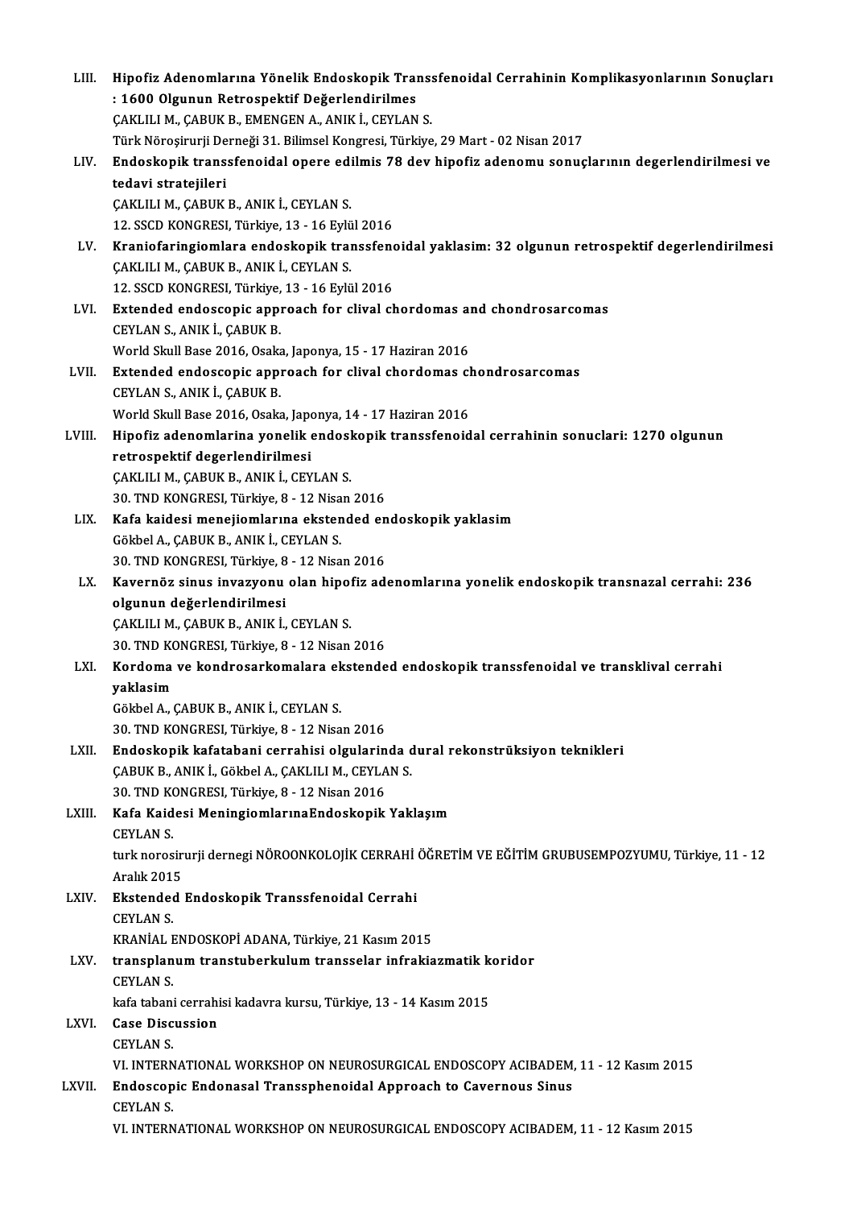LIII. **Hipofiz Adenomlarına Yönelik Endoskopik Transsfenoidal Cerrahinin Komplikasyonlarının Sonuçları : 1600 Olgunun Retrospektif Değerlendirilmes**
ÇAKLILI M., ÇABUK B., EMENGEN A., ANIK İ., CEYLAN S.
Türk Nöroşirurji Derneği 31. Bilimsel Kongresi, Türkiye, 29 Mart - 02 Nisan 2017

LIV. **Endoskopik transsfenoidal opere edilmis 78 dev hipofiz adenomu sonuçlarının degerlendirilmesi ve tedavi stratejileri**
ÇAKLILI M., ÇABUK B., ANIK İ., CEYLAN S.
12. SSCD KONGRESI, Türkiye, 13 - 16 Eylül 2016

LV. **Kraniofaringiomlara endoskopik transsfenoidal yaklasim: 32 olgunun retrospektif degerlendirilmesi**
ÇAKLILI M., ÇABUK B., ANIK İ., CEYLAN S.
12. SSCD KONGRESI, Türkiye, 13 - 16 Eylül 2016

LVI. **Extended endoscopic approach for clival chordomas and chondrosarcomas**
CEYLAN S., ANIK İ., ÇABUK B.
World Skull Base 2016, Osaka, Japonya, 15 - 17 Haziran 2016

LVII. **Extended endoscopic approach for clival chordomas chondrosarcomas**
CEYLAN S., ANIK İ., ÇABUK B.
World Skull Base 2016, Osaka, Japonya, 14 - 17 Haziran 2016

LVIII. **Hipofiz adenomlarina yonelik endoskopik transsfenoidal cerrahinin sonuclari: 1270 olgunun retrospektif degerlendirilmesi**
ÇAKLILI M., ÇABUK B., ANIK İ., CEYLAN S.
30. TND KONGRESI, Türkiye, 8 - 12 Nisan 2016

LIX. **Kafa kaidesi menejiomlarına ekstended endoskopik yaklasim**
Gökbel A., ÇABUK B., ANIK İ., CEYLAN S.
30. TND KONGRESI, Türkiye, 8 - 12 Nisan 2016

LX. **Kavernöz sinus invazyonu olan hipofiz adenomlarına yonelik endoskopik transnazal cerrahi: 236 olgunun değerlendirilmesi**
ÇAKLILI M., ÇABUK B., ANIK İ., CEYLAN S.
30. TND KONGRESI, Türkiye, 8 - 12 Nisan 2016

LXI. **Kordoma ve kondrosarkomalara ekstended endoskopik transsfenoidal ve transklival cerrahi yaklasim**
Gökbel A., ÇABUK B., ANIK İ., CEYLAN S.
30. TND KONGRESI, Türkiye, 8 - 12 Nisan 2016

LXII. **Endoskopik kafatabani cerrahisi olgularinda dural rekonstrüksiyon teknikleri**
ÇABUK B., ANIK İ., Gökbel A., ÇAKLILI M., CEYLAN S.
30. TND KONGRESI, Türkiye, 8 - 12 Nisan 2016

LXIII. **Kafa Kaidesi MeningiomlarınaEndoskopik Yaklaşım**
CEYLAN S.
turk norosirurji dernegi NÖROONKOLOJİK CERRAHİ ÖĞRETİM VE EĞİTİM GRUBUSEMPOZYUMU, Türkiye, 11 - 12 Aralık 2015

LXIV. **Ekstended Endoskopik Transsfenoidal Cerrahi**
CEYLAN S.
KRANİAL ENDOSKOPİ ADANA, Türkiye, 21 Kasım 2015

LXV. **transplanum transtuberkulum transselar infrakiazmatik koridor**
CEYLAN S.
kafa tabani cerrahisi kadavra kursu, Türkiye, 13 - 14 Kasım 2015

LXVI. **Case Discussion**
CEYLAN S.
VI. INTERNATIONAL WORKSHOP ON NEUROSURGICAL ENDOSCOPY ACIBADEM, 11 - 12 Kasım 2015

LXVII. **Endoscopic Endonasal Transsphenoidal Approach to Cavernous Sinus**
CEYLAN S.
VI. INTERNATIONAL WORKSHOP ON NEUROSURGICAL ENDOSCOPY ACIBADEM, 11 - 12 Kasım 2015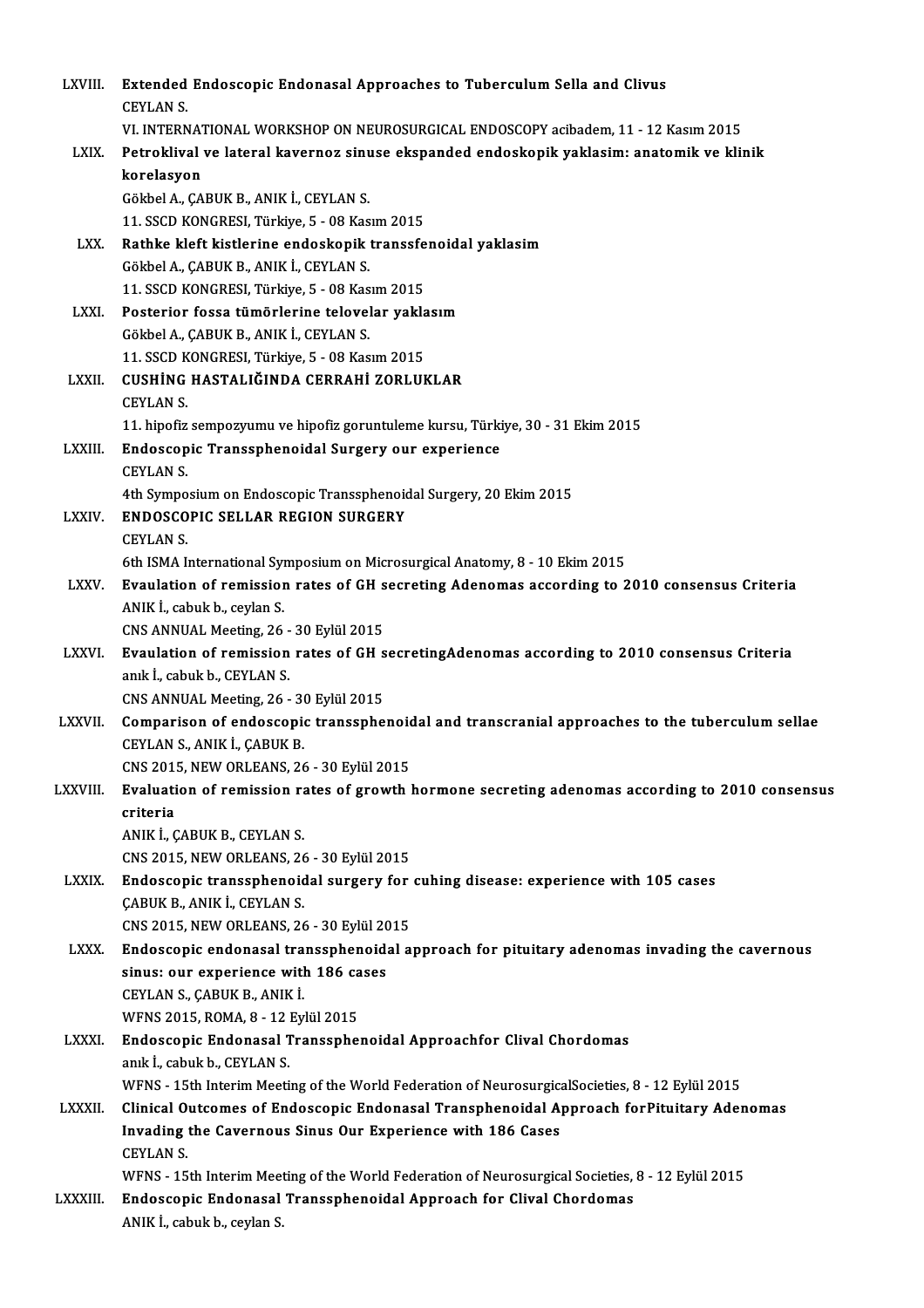LXVIII. **Extended Endoscopic Endonasal Approaches to Tuberculum Sella and Clivus**
CEYLAN S.
VI. INTERNATIONAL WORKSHOP ON NEUROSURGICAL ENDOSCOPY acibadem, 11 - 12 Kasım 2015

LXIX. **Petroklival ve lateral kavernoz sinuse ekspanded endoskopik yaklasim: anatomik ve klinik korelasyon**
Gökbel A., ÇABUK B., ANIK İ., CEYLAN S.
11. SSCD KONGRESI, Türkiye, 5 - 08 Kasım 2015

LXX. **Rathke kleft kistlerine endoskopik transsfenoidal yaklasim**
Gökbel A., ÇABUK B., ANIK İ., CEYLAN S.
11. SSCD KONGRESI, Türkiye, 5 - 08 Kasım 2015

LXXI. **Posterior fossa tümörlerine telovelar yaklasım**
Gökbel A., ÇABUK B., ANIK İ., CEYLAN S.
11. SSCD KONGRESI, Türkiye, 5 - 08 Kasım 2015

LXXII. **CUSHİNG HASTALIĞINDA CERRAHİ ZORLUKLAR**
CEYLAN S.
11. hipofiz sempozyumu ve hipofiz goruntuleme kursu, Türkiye, 30 - 31 Ekim 2015

LXXIII. **Endoscopic Transsphenoidal Surgery our experience**
CEYLAN S.
4th Symposium on Endoscopic Transsphenoidal Surgery, 20 Ekim 2015

LXXIV. **ENDOSCOPIC SELLAR REGION SURGERY**
CEYLAN S.
6th ISMA International Symposium on Microsurgical Anatomy, 8 - 10 Ekim 2015

LXXV. **Evaulation of remission rates of GH secreting Adenomas according to 2010 consensus Criteria**
ANIK İ., cabuk b., ceylan S.
CNS ANNUAL Meeting, 26 - 30 Eylül 2015

LXXVI. **Evaulation of remission rates of GH secretingAdenomas according to 2010 consensus Criteria**
anık İ., cabuk b., CEYLAN S.
CNS ANNUAL Meeting, 26 - 30 Eylül 2015

LXXVII. **Comparison of endoscopic transsphenoidal and transcranial approaches to the tuberculum sellae**
CEYLAN S., ANIK İ., ÇABUK B.
CNS 2015, NEW ORLEANS, 26 - 30 Eylül 2015

LXXVIII. **Evaluation of remission rates of growth hormone secreting adenomas according to 2010 consensus criteria**
ANIK İ., ÇABUK B., CEYLAN S.
CNS 2015, NEW ORLEANS, 26 - 30 Eylül 2015

LXXIX. **Endoscopic transsphenoidal surgery for cuhing disease: experience with 105 cases**
ÇABUK B., ANIK İ., CEYLAN S.
CNS 2015, NEW ORLEANS, 26 - 30 Eylül 2015

LXXX. **Endoscopic endonasal transsphenoidal approach for pituitary adenomas invading the cavernous sinus: our experience with 186 cases**
CEYLAN S., ÇABUK B., ANIK İ.
WFNS 2015, ROMA, 8 - 12 Eylül 2015

LXXXI. **Endoscopic Endonasal Transsphenoidal Approachfor Clival Chordomas**
anık İ., cabuk b., CEYLAN S.
WFNS - 15th Interim Meeting of the World Federation of NeurosurgicalSocieties, 8 - 12 Eylül 2015

LXXXII. **Clinical Outcomes of Endoscopic Endonasal Transphenoidal Approach forPituitary Adenomas Invading the Cavernous Sinus Our Experience with 186 Cases**
CEYLAN S.
WFNS - 15th Interim Meeting of the World Federation of Neurosurgical Societies, 8 - 12 Eylül 2015

LXXXIII. **Endoscopic Endonasal Transsphenoidal Approach for Clival Chordomas**
ANIK İ., cabuk b., ceylan S.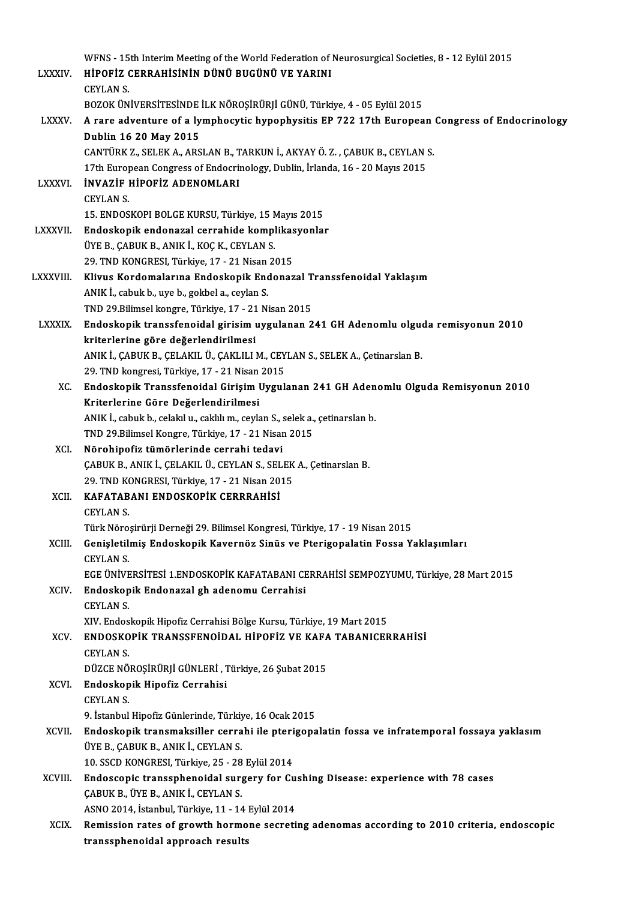WFNS - 15th Interim Meeting of the World Federation of Neurosurgical Societies, 8 - 12 Eylül 2015

LXXXIV. **HİPOFİZ CERRAHİSİNİN DÜNÜ BUGÜNÜ VE YARINI**
CEYLAN S.
BOZOK ÜNİVERSİTESİNDE İLK NÖROŞİRÜRJİ GÜNÜ, Türkiye, 4 - 05 Eylül 2015

LXXXV. **A rare adventure of a lymphocytic hypophysitis EP 722 17th European Congress of Endocrinology Dublin 16 20 May 2015**
CANTÜRK Z., SELEK A., ARSLAN B., TARKUN İ., AKYAY Ö. Z. , ÇABUK B., CEYLAN S.
17th European Congress of Endocrinology, Dublin, İrlanda, 16 - 20 Mayıs 2015

LXXXVI. **İNVAZİF HİPOFİZ ADENOMLARI**
CEYLAN S.
15. ENDOSKOPI BOLGE KURSU, Türkiye, 15 Mayıs 2015

LXXXVII. **Endoskopik endonazal cerrahide komplikasyonlar**
ÜYE B., ÇABUK B., ANIK İ., KOÇ K., CEYLAN S.
29. TND KONGRESI, Türkiye, 17 - 21 Nisan 2015

LXXXVIII. **Klivus Kordomalarına Endoskopik Endonazal Transsfenoidal Yaklaşım**
ANIK İ., cabuk b., uye b., gokbel a., ceylan S.
TND 29.Bilimsel kongre, Türkiye, 17 - 21 Nisan 2015

LXXXIX. **Endoskopik transsfenoidal girisim uygulanan 241 GH Adenomlu olguda remisyonun 2010 kriterlerine göre değerlendirilmesi**
ANIK İ., ÇABUK B., ÇELAKIL Ü., ÇAKLILI M., CEYLAN S., SELEK A., Çetinarslan B.
29. TND kongresi, Türkiye, 17 - 21 Nisan 2015

XC. **Endoskopik Transsfenoidal Girişim Uygulanan 241 GH Adenomlu Olguda Remisyonun 2010 Kriterlerine Göre Değerlendirilmesi**
ANIK İ., cabuk b., celakıl u., caklılı m., ceylan S., selek a., çetinarslan b.
TND 29.Bilimsel Kongre, Türkiye, 17 - 21 Nisan 2015

XCI. **Nörohipofiz tümörlerinde cerrahi tedavi**
ÇABUK B., ANIK İ., ÇELAKIL Ü., CEYLAN S., SELEK A., Çetinarslan B.
29. TND KONGRESI, Türkiye, 17 - 21 Nisan 2015

XCII. **KAFATABANI ENDOSKOPİK CERRRAHİSİ**
CEYLAN S.
Türk Nöroşirürji Derneği 29. Bilimsel Kongresi, Türkiye, 17 - 19 Nisan 2015

XCIII. **Genişletilmiş Endoskopik Kavernöz Sinüs ve Pterigopalatin Fossa Yaklaşımları**
CEYLAN S.
EGE ÜNİVERSİTESİ 1.ENDOSKOPİK KAFATABANI CERRAHİSİ SEMPOZYUMU, Türkiye, 28 Mart 2015

XCIV. **Endoskopik Endonazal gh adenomu Cerrahisi**
CEYLAN S.
XIV. Endoskopik Hipofiz Cerrahisi Bölge Kursu, Türkiye, 19 Mart 2015

XCV. **ENDOSKOPİK TRANSSFENOİDAL HİPOFİZ VE KAFA TABANICERRAHİSİ**
CEYLAN S.
DÜZCE NÖROŞİRÜRJİ GÜNLERİ , Türkiye, 26 Şubat 2015

XCVI. **Endoskopik Hipofiz Cerrahisi**
CEYLAN S.
9. İstanbul Hipofiz Günlerinde, Türkiye, 16 Ocak 2015

XCVII. **Endoskopik transmaksiller cerrahi ile pterigopalatin fossa ve infratemporal fossaya yaklasım**
ÜYE B., ÇABUK B., ANIK İ., CEYLAN S.
10. SSCD KONGRESI, Türkiye, 25 - 28 Eylül 2014

XCVIII. **Endoscopic transsphenoidal surgery for Cushing Disease: experience with 78 cases**
ÇABUK B., ÜYE B., ANIK İ., CEYLAN S.
ASNO 2014, İstanbul, Türkiye, 11 - 14 Eylül 2014

XCIX. **Remission rates of growth hormone secreting adenomas according to 2010 criteria, endoscopic transsphenoidal approach results**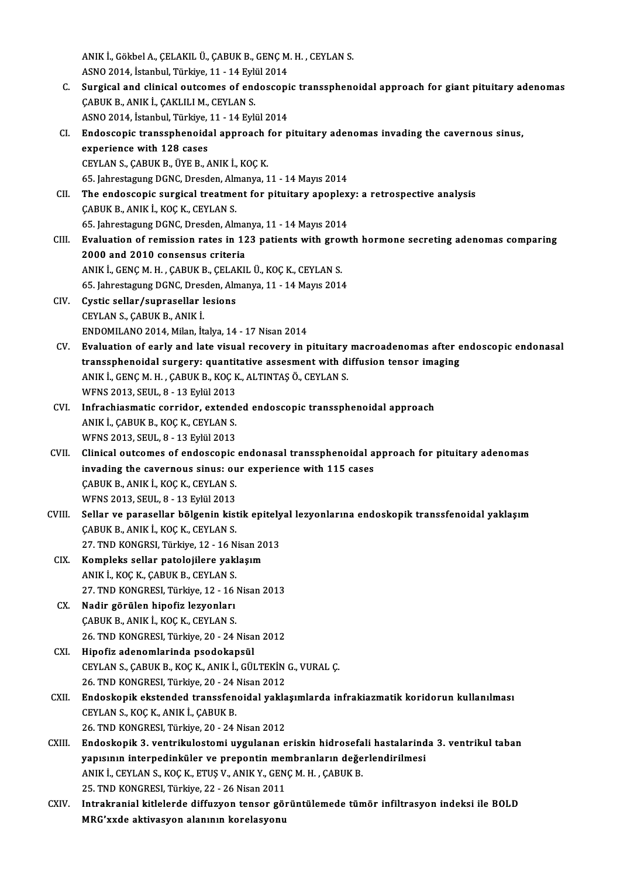ANIK İ., Gökbel A., ÇELAKIL Ü., ÇABUK B., GENÇ M. H. , CEYLAN S.
ASNO 2014, İstanbul, Türkiye, 11 - 14 Eylül 2014

C. **Surgical and clinical outcomes of endoscopic transsphenoidal approach for giant pituitary adenomas**
ÇABUK B., ANIK İ., ÇAKLILI M., CEYLAN S.
ASNO 2014, İstanbul, Türkiye, 11 - 14 Eylül 2014

CI. **Endoscopic transsphenoidal approach for pituitary adenomas invading the cavernous sinus, experience with 128 cases**
CEYLAN S., ÇABUK B., ÜYE B., ANIK İ., KOÇ K.
65. Jahrestagung DGNC, Dresden, Almanya, 11 - 14 Mayıs 2014

CII. **The endoscopic surgical treatment for pituitary apoplexy: a retrospective analysis**
ÇABUK B., ANIK İ., KOÇ K., CEYLAN S.
65. Jahrestagung DGNC, Dresden, Almanya, 11 - 14 Mayıs 2014

CIII. **Evaluation of remission rates in 123 patients with growth hormone secreting adenomas comparing 2000 and 2010 consensus criteria**
ANIK İ., GENÇ M. H. , ÇABUK B., ÇELAKIL Ü., KOÇ K., CEYLAN S.
65. Jahrestagung DGNC, Dresden, Almanya, 11 - 14 Mayıs 2014

CIV. **Cystic sellar/suprasellar lesions**
CEYLAN S., ÇABUK B., ANIK İ.
ENDOMILANO 2014, Milan, İtalya, 14 - 17 Nisan 2014

CV. **Evaluation of early and late visual recovery in pituitary macroadenomas after endoscopic endonasal transsphenoidal surgery: quantitative assesment with diffusion tensor imaging**
ANIK İ., GENÇ M. H. , ÇABUK B., KOÇ K., ALTINTAŞ Ö., CEYLAN S.
WFNS 2013, SEUL, 8 - 13 Eylül 2013

CVI. **Infrachiasmatic corridor, extended endoscopic transsphenoidal approach**
ANIK İ., ÇABUK B., KOÇ K., CEYLAN S.
WFNS 2013, SEUL, 8 - 13 Eylül 2013

CVII. **Clinical outcomes of endoscopic endonasal transsphenoidal approach for pituitary adenomas invading the cavernous sinus: our experience with 115 cases**
ÇABUK B., ANIK İ., KOÇ K., CEYLAN S.
WFNS 2013, SEUL, 8 - 13 Eylül 2013

CVIII. **Sellar ve parasellar bölgenin kistik epitelyal lezyonlarına endoskopik transsfenoidal yaklaşım**
ÇABUK B., ANIK İ., KOÇ K., CEYLAN S.
27. TND KONGRSI, Türkiye, 12 - 16 Nisan 2013

CIX. **Kompleks sellar patolojilere yaklaşım**
ANIK İ., KOÇ K., ÇABUK B., CEYLAN S.
27. TND KONGRESI, Türkiye, 12 - 16 Nisan 2013

CX. **Nadir görülen hipofiz lezyonları**
ÇABUK B., ANIK İ., KOÇ K., CEYLAN S.
26. TND KONGRESI, Türkiye, 20 - 24 Nisan 2012

CXI. **Hipofiz adenomlarinda psodokapsül**
CEYLAN S., ÇABUK B., KOÇ K., ANIK İ., GÜLTEKİN G., VURAL Ç.
26. TND KONGRESI, Türkiye, 20 - 24 Nisan 2012

CXII. **Endoskopik ekstended transsfenoidal yaklaşımlarda infrakiazmatik koridorun kullanılması**
CEYLAN S., KOÇ K., ANIK İ., ÇABUK B.
26. TND KONGRESI, Türkiye, 20 - 24 Nisan 2012

CXIII. **Endoskopik 3. ventrikulostomi uygulanan eriskin hidrosefali hastalarinda 3. ventrikul taban yapısının interpedinküler ve prepontin membranların değerlendirilmesi**
ANIK İ., CEYLAN S., KOÇ K., ETUŞ V., ANIK Y., GENÇ M. H. , ÇABUK B.
25. TND KONGRESI, Türkiye, 22 - 26 Nisan 2011

CXIV. **Intrakranial kitlelerde diffuzyon tensor görüntülemede tümör infiltrasyon indeksi ile BOLD MRG'xxde aktivasyon alanının korelasyonu**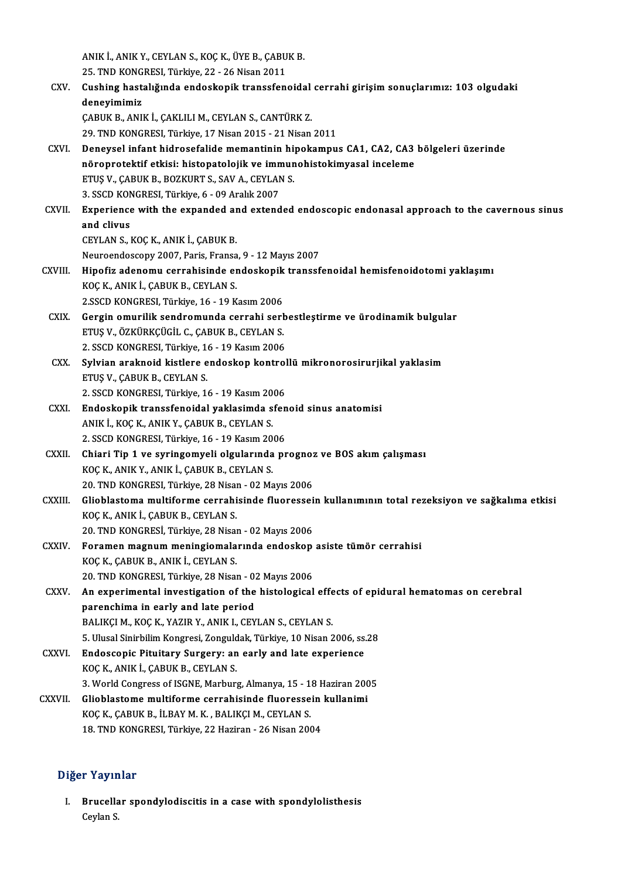ANIK İ., ANIK Y., CEYLAN S., KOÇ K., ÜYE B., ÇABUK B.
25. TND KONGRESI, Türkiye, 22 - 26 Nisan 2011

CXV. **Cushing hastalığında endoskopik transsfenoidal cerrahi girişim sonuçlarımız: 103 olgudaki deneyimimiz**
ÇABUK B., ANIK İ., ÇAKLILI M., CEYLAN S., CANTÜRK Z.
29. TND KONGRESI, Türkiye, 17 Nisan 2015 - 21 Nisan 2011

CXVI. **Deneysel infant hidrosefalide memantinin hipokampus CA1, CA2, CA3 bölgeleri üzerinde nöroprotektif etkisi: histopatolojik ve immunohistokimyasal inceleme**
ETUŞ V., ÇABUK B., BOZKURT S., SAV A., CEYLAN S.
3. SSCD KONGRESI, Türkiye, 6 - 09 Aralık 2007

CXVII. **Experience with the expanded and extended endoscopic endonasal approach to the cavernous sinus and clivus**
CEYLAN S., KOÇ K., ANIK İ., ÇABUK B.
Neuroendoscopy 2007, Paris, Fransa, 9 - 12 Mayıs 2007

CXVIII. **Hipofiz adenomu cerrahisinde endoskopik transsfenoidal hemisfenoidotomi yaklaşımı**
KOÇ K., ANIK İ., ÇABUK B., CEYLAN S.
2.SSCD KONGRESI, Türkiye, 16 - 19 Kasım 2006

CXIX. **Gergin omurilik sendromunda cerrahi serbestleştirme ve ürodinamik bulgular**
ETUŞ V., ÖZKÜRKÇÜGİL C., ÇABUK B., CEYLAN S.
2. SSCD KONGRESI, Türkiye, 16 - 19 Kasım 2006

CXX. **Sylvian araknoid kistlere endoskop kontrollü mikronorosirurjikal yaklasim**
ETUŞ V., ÇABUK B., CEYLAN S.
2. SSCD KONGRESI, Türkiye, 16 - 19 Kasım 2006

CXXI. **Endoskopik transsfenoidal yaklasimda sfenoid sinus anatomisi**
ANIK İ., KOÇ K., ANIK Y., ÇABUK B., CEYLAN S.
2. SSCD KONGRESI, Türkiye, 16 - 19 Kasım 2006

CXXII. **Chiari Tip 1 ve syringomyeli olgularında prognoz ve BOS akım çalışması**
KOÇ K., ANIK Y., ANIK İ., ÇABUK B., CEYLAN S.
20. TND KONGRESI, Türkiye, 28 Nisan - 02 Mayıs 2006

CXXIII. **Glioblastoma multiforme cerrahisinde fluoressein kullanımının total rezeksiyon ve sağkalıma etkisi**
KOÇ K., ANIK İ., ÇABUK B., CEYLAN S.
20. TND KONGRESİ, Türkiye, 28 Nisan - 02 Mayıs 2006

CXXIV. **Foramen magnum meningiomalarında endoskop asiste tümör cerrahisi**
KOÇ K., ÇABUK B., ANIK İ., CEYLAN S.
20. TND KONGRESI, Türkiye, 28 Nisan - 02 Mayıs 2006

CXXV. **An experimental investigation of the histological effects of epidural hematomas on cerebral parenchima in early and late period**
BALIKÇI M., KOÇ K., YAZIR Y., ANIK I., CEYLAN S., CEYLAN S.
5. Ulusal Sinirbilim Kongresi, Zonguldak, Türkiye, 10 Nisan 2006, ss.28

CXXVI. **Endoscopic Pituitary Surgery: an early and late experience**
KOÇ K., ANIK İ., ÇABUK B., CEYLAN S.
3. World Congress of ISGNE, Marburg, Almanya, 15 - 18 Haziran 2005

CXXVII. **Glioblastome multiforme cerrahisinde fluoressein kullanimi**
KOÇ K., ÇABUK B., İLBAY M. K. , BALIKÇI M., CEYLAN S.
18. TND KONGRESI, Türkiye, 22 Haziran - 26 Nisan 2004

## Diğer Yayınlar

I. **Brucellar spondylodiscitis in a case with spondylolisthesis**
Ceylan S.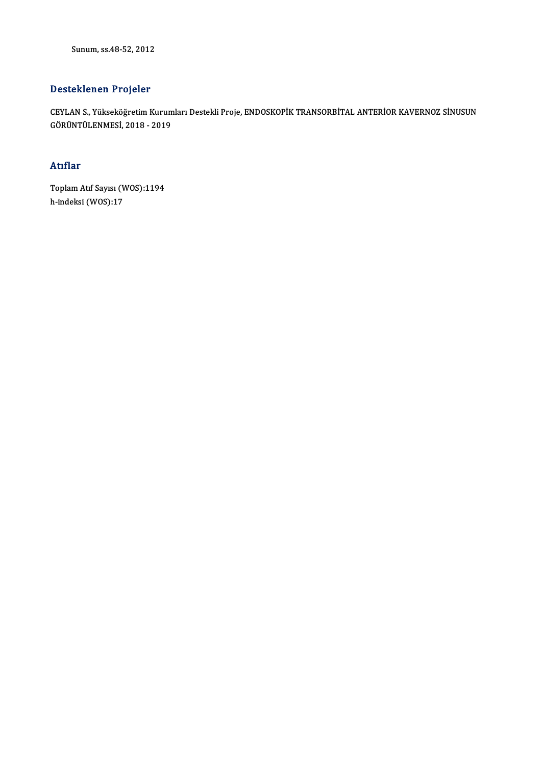Sunum, ss.48-52, 2012

## Desteklenen Projeler

CEYLAN S., Yükseköğretim Kurumları Destekli Proje, ENDOSKOPİK TRANSORBİTAL ANTERİOR KAVERNOZ SİNUSUN GÖRÜNTÜLENMESİ, 2018 - 2019

## Atıflar

Toplam Atıf Sayısı (WOS):1194
h-indeksi (WOS):17